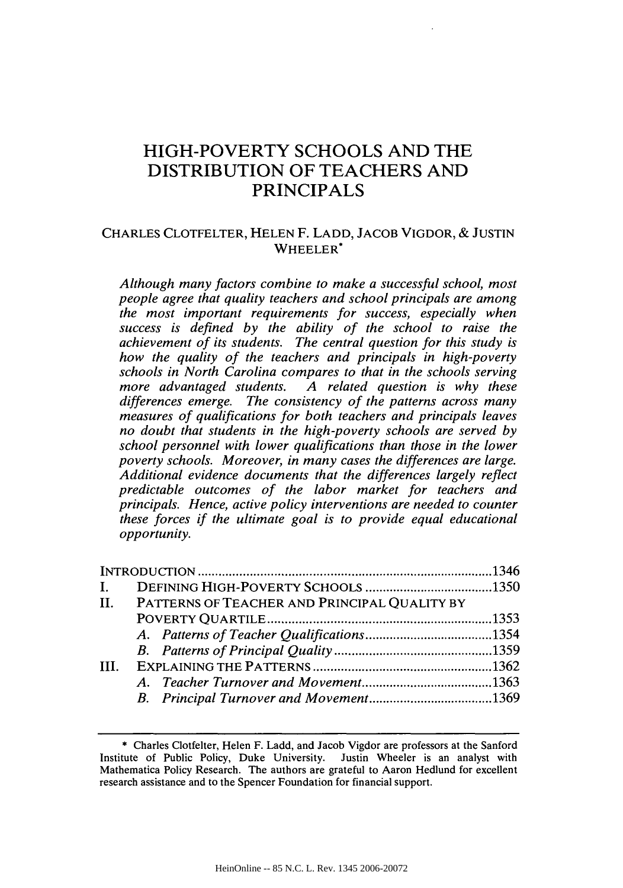# HIGH-POVERTY SCHOOLS AND THE DISTRIBUTION OF TEACHERS AND PRINCIPALS

CHARLES CLOTFELTER, HELEN F. LADD, JACOB VIGDOR, & JUSTIN WHEELER*

*Although many factors combine to make a successful school, most people agree that quality teachers and school principals are among the most important requirements for success, especially when success is defined by the ability of the school to raise the achievement of its students. The central question for this study is how the quality of the teachers and principals in high-poverty schools in North Carolina compares to that in the schools serving more advantaged students. A related question is why these differences emerge. The consistency of the patterns across many measures of qualifications for both teachers and principals leaves no doubt that students in the high-poverty schools are served by school personnel with lower qualifications than those in the lower poverty schools. Moreover, in many cases the differences are large. Additional evidence documents that the differences largely reflect predictable outcomes of the labor market for teachers and principals. Hence, active policy interventions are needed to counter these forces if the ultimate goal is to provide equal educational opportunity.*

INTRODUCTION .......................................................................... 1346

I. DEFINING HIGH-POVERTY SCHOOLS .................................... 1350

II. PATTERNS OF TEACHER AND PRINCIPAL QUALITY BY POVERTY QUARTILE ................................................................ 1353

   A. *Patterns of Teacher Qualifications* .................................... 1354

   B. *Patterns of Principal Quality* ............................................ 1359

III. EXPLAINING THE PATTERNS .................................................. 1362

   A. *Teacher Turnover and Movement* ..................................... 1363

   B. *Principal Turnover and Movement* ................................... 1369

---

\* Charles Clotfelter, Helen F. Ladd, and Jacob Vigdor are professors at the Sanford Institute of Public Policy, Duke University. Justin Wheeler is an analyst with Mathematica Policy Research. The authors are grateful to Aaron Hedlund for excellent research assistance and to the Spencer Foundation for financial support.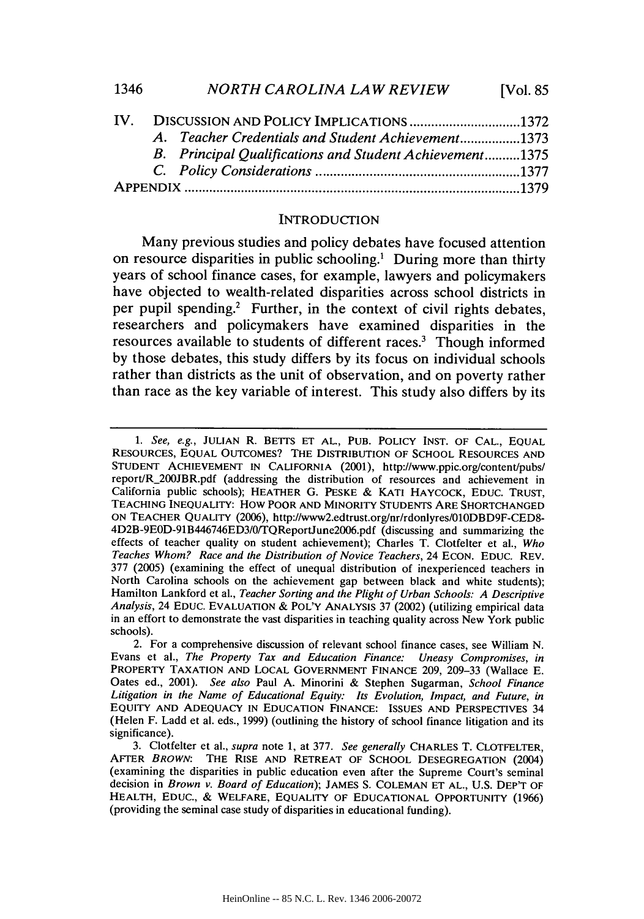IV. DISCUSSION AND POLICY IMPLICATIONS .............................. 1372
   A. *Teacher Credentials and Student Achievement* ................ 1373
   B. *Principal Qualifications and Student Achievement* .......... 1375
   C. *Policy Considerations* ........................................................ 1377
APPENDIX ............................................................................................ 1379

## INTRODUCTION

Many previous studies and policy debates have focused attention on resource disparities in public schooling.[1] During more than thirty years of school finance cases, for example, lawyers and policymakers have objected to wealth-related disparities across school districts in per pupil spending.[2] Further, in the context of civil rights debates, researchers and policymakers have examined disparities in the resources available to students of different races.[3] Though informed by those debates, this study differs by its focus on individual schools rather than districts as the unit of observation, and on poverty rather than race as the key variable of interest. This study also differs by its

---

1. *See, e.g.*, JULIAN R. BETTS ET AL., PUB. POLICY INST. OF CAL., EQUAL RESOURCES, EQUAL OUTCOMES? THE DISTRIBUTION OF SCHOOL RESOURCES AND STUDENT ACHIEVEMENT IN CALIFORNIA (2001), http://www.ppic.org/content/pubs/report/R_200JBR.pdf (addressing the distribution of resources and achievement in California public schools); HEATHER G. PESKE & KATI HAYCOCK, EDUC. TRUST, TEACHING INEQUALITY: HOW POOR AND MINORITY STUDENTS ARE SHORTCHANGED ON TEACHER QUALITY (2006), http://www2.edtrust.org/nr/rdonlyres/010DBD9F-CED8-4D2B-9E0D-91B446746ED3/0/TQReportJune2006.pdf (discussing and summarizing the effects of teacher quality on student achievement); Charles T. Clotfelter et al., *Who Teaches Whom? Race and the Distribution of Novice Teachers*, 24 ECON. EDUC. REV. 377 (2005) (examining the effect of unequal distribution of inexperienced teachers in North Carolina schools on the achievement gap between black and white students); Hamilton Lankford et al., *Teacher Sorting and the Plight of Urban Schools: A Descriptive Analysis*, 24 EDUC. EVALUATION & POL'Y ANALYSIS 37 (2002) (utilizing empirical data in an effort to demonstrate the vast disparities in teaching quality across New York public schools).

2. For a comprehensive discussion of relevant school finance cases, see William N. Evans et al., *The Property Tax and Education Finance: Uneasy Compromises*, *in* PROPERTY TAXATION AND LOCAL GOVERNMENT FINANCE 209, 209–33 (Wallace E. Oates ed., 2001). *See also* Paul A. Minorini & Stephen Sugarman, *School Finance Litigation in the Name of Educational Equity: Its Evolution, Impact, and Future*, *in* EQUITY AND ADEQUACY IN EDUCATION FINANCE: ISSUES AND PERSPECTIVES 34 (Helen F. Ladd et al. eds., 1999) (outlining the history of school finance litigation and its significance).

3. Clotfelter et al., *supra* note 1, at 377. *See generally* CHARLES T. CLOTFELTER, AFTER *BROWN*: THE RISE AND RETREAT OF SCHOOL DESEGREGATION (2004) (examining the disparities in public education even after the Supreme Court's seminal decision in *Brown v. Board of Education*); JAMES S. COLEMAN ET AL., U.S. DEP'T OF HEALTH, EDUC., & WELFARE, EQUALITY OF EDUCATIONAL OPPORTUNITY (1966) (providing the seminal case study of disparities in educational funding).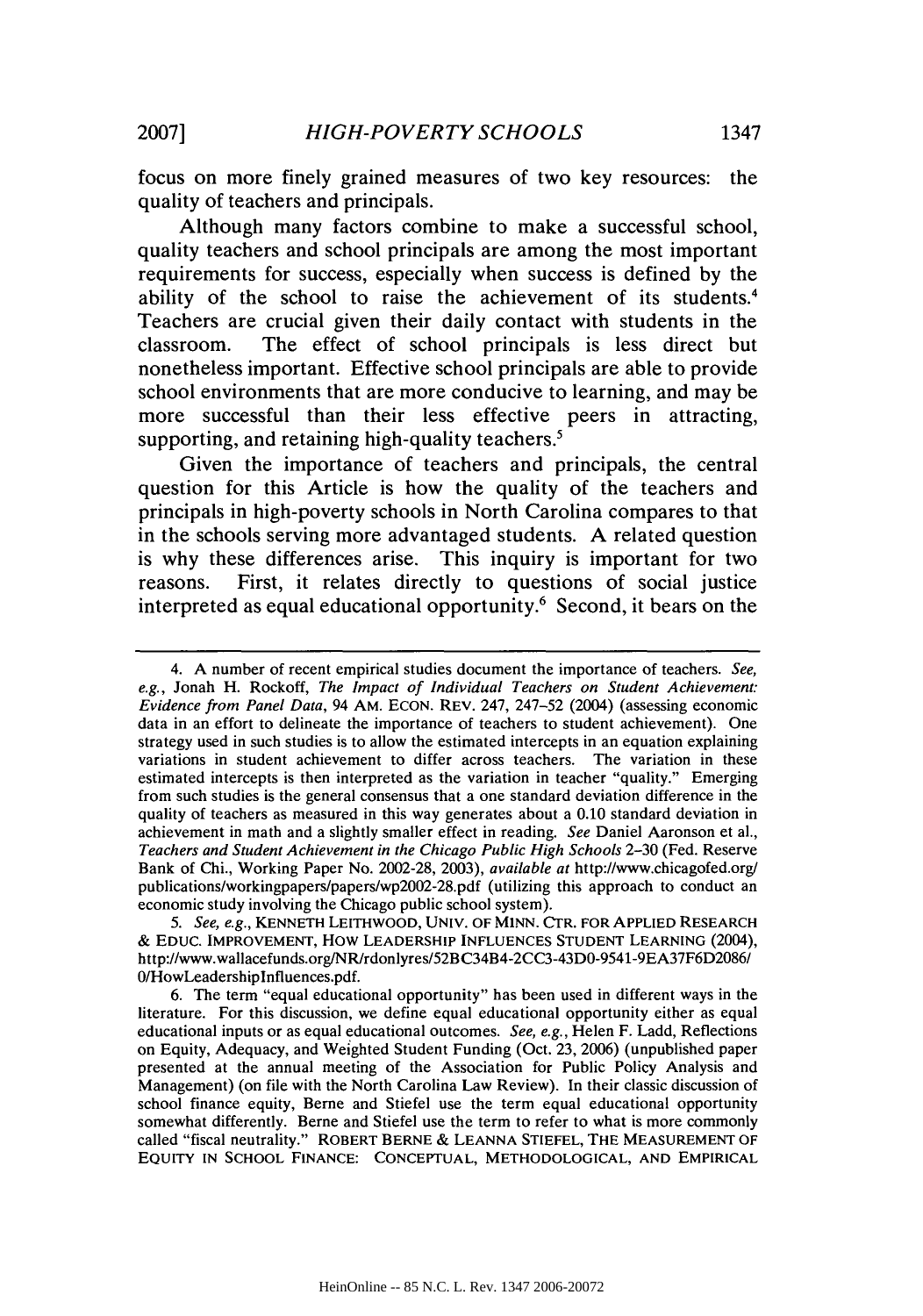focus on more finely grained measures of two key resources: the quality of teachers and principals.

Although many factors combine to make a successful school, quality teachers and school principals are among the most important requirements for success, especially when success is defined by the ability of the school to raise the achievement of its students.[4] Teachers are crucial given their daily contact with students in the classroom. The effect of school principals is less direct but nonetheless important. Effective school principals are able to provide school environments that are more conducive to learning, and may be more successful than their less effective peers in attracting, supporting, and retaining high-quality teachers.[5]

Given the importance of teachers and principals, the central question for this Article is how the quality of the teachers and principals in high-poverty schools in North Carolina compares to that in the schools serving more advantaged students. A related question is why these differences arise. This inquiry is important for two reasons. First, it relates directly to questions of social justice interpreted as equal educational opportunity.[6] Second, it bears on the

---

4. A number of recent empirical studies document the importance of teachers. *See, e.g.*, Jonah H. Rockoff, *The Impact of Individual Teachers on Student Achievement: Evidence from Panel Data*, 94 AM. ECON. REV. 247, 247–52 (2004) (assessing economic data in an effort to delineate the importance of teachers to student achievement). One strategy used in such studies is to allow the estimated intercepts in an equation explaining variations in student achievement to differ across teachers. The variation in these estimated intercepts is then interpreted as the variation in teacher "quality." Emerging from such studies is the general consensus that a one standard deviation difference in the quality of teachers as measured in this way generates about a 0.10 standard deviation in achievement in math and a slightly smaller effect in reading. *See* Daniel Aaronson et al., *Teachers and Student Achievement in the Chicago Public High Schools* 2–30 (Fed. Reserve Bank of Chi., Working Paper No. 2002-28, 2003), *available at* http://www.chicagofed.org/publications/workingpapers/papers/wp2002-28.pdf (utilizing this approach to conduct an economic study involving the Chicago public school system).

5. *See, e.g.*, KENNETH LEITHWOOD, UNIV. OF MINN. CTR. FOR APPLIED RESEARCH & EDUC. IMPROVEMENT, HOW LEADERSHIP INFLUENCES STUDENT LEARNING (2004), http://www.wallacefunds.org/NR/rdonlyres/52BC34B4-2CC3-43D0-9541-9EA37F6D2086/0/HowLeadershipInfluences.pdf.

6. The term "equal educational opportunity" has been used in different ways in the literature. For this discussion, we define equal educational opportunity either as equal educational inputs or as equal educational outcomes. *See, e.g.*, Helen F. Ladd, Reflections on Equity, Adequacy, and Weighted Student Funding (Oct. 23, 2006) (unpublished paper presented at the annual meeting of the Association for Public Policy Analysis and Management) (on file with the North Carolina Law Review). In their classic discussion of school finance equity, Berne and Stiefel use the term equal educational opportunity somewhat differently. Berne and Stiefel use the term to refer to what is more commonly called "fiscal neutrality." ROBERT BERNE & LEANNA STIEFEL, THE MEASUREMENT OF EQUITY IN SCHOOL FINANCE: CONCEPTUAL, METHODOLOGICAL, AND EMPIRICAL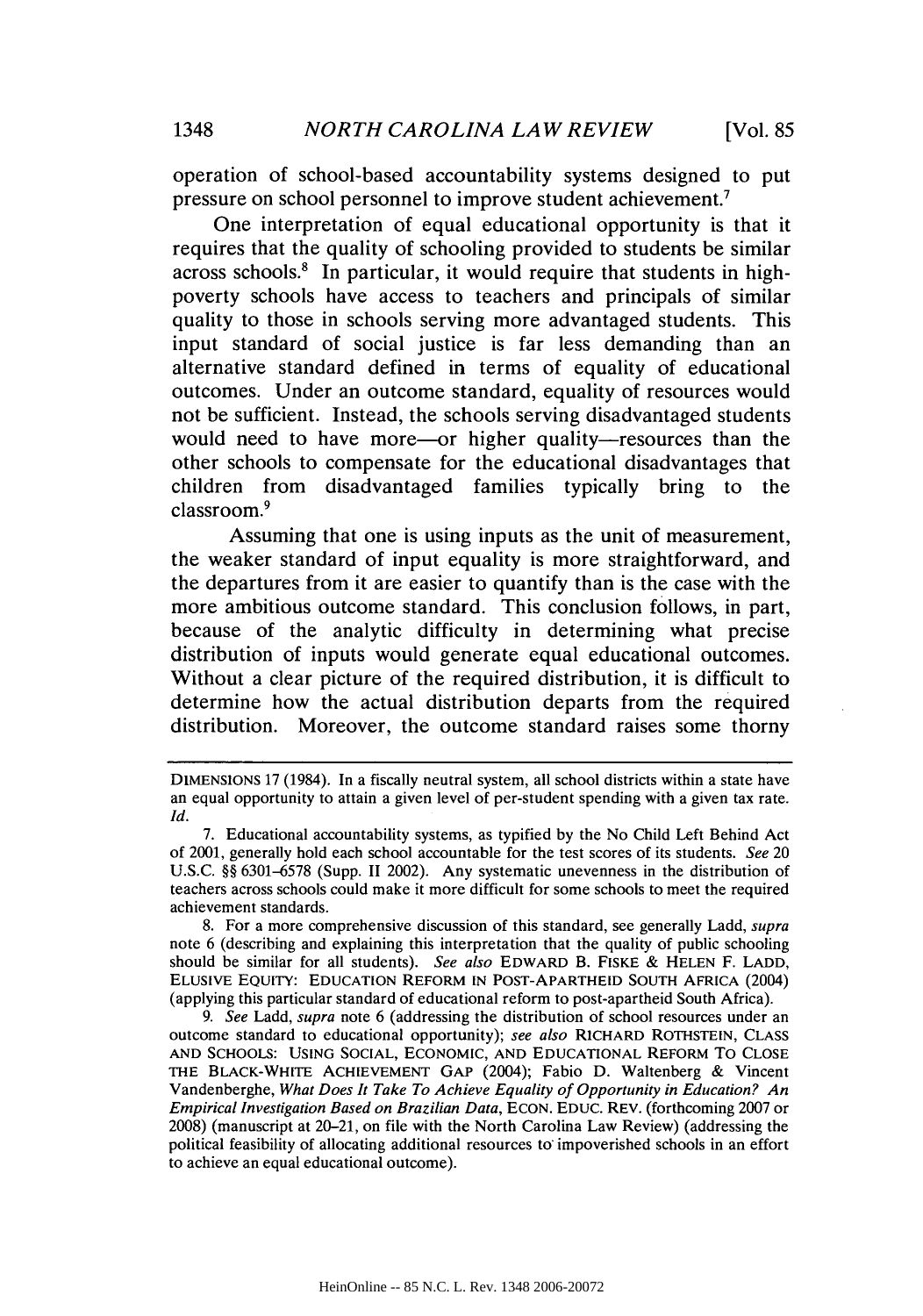operation of school-based accountability systems designed to put pressure on school personnel to improve student achievement.[7]

One interpretation of equal educational opportunity is that it requires that the quality of schooling provided to students be similar across schools.[8] In particular, it would require that students in high-poverty schools have access to teachers and principals of similar quality to those in schools serving more advantaged students. This input standard of social justice is far less demanding than an alternative standard defined in terms of equality of educational outcomes. Under an outcome standard, equality of resources would not be sufficient. Instead, the schools serving disadvantaged students would need to have more—or higher quality—resources than the other schools to compensate for the educational disadvantages that children from disadvantaged families typically bring to the classroom.[9]

Assuming that one is using inputs as the unit of measurement, the weaker standard of input equality is more straightforward, and the departures from it are easier to quantify than is the case with the more ambitious outcome standard. This conclusion follows, in part, because of the analytic difficulty in determining what precise distribution of inputs would generate equal educational outcomes. Without a clear picture of the required distribution, it is difficult to determine how the actual distribution departs from the required distribution. Moreover, the outcome standard raises some thorny

---

DIMENSIONS 17 (1984). In a fiscally neutral system, all school districts within a state have an equal opportunity to attain a given level of per-student spending with a given tax rate. *Id.*

7. Educational accountability systems, as typified by the No Child Left Behind Act of 2001, generally hold each school accountable for the test scores of its students. *See* 20 U.S.C. §§ 6301–6578 (Supp. II 2002). Any systematic unevenness in the distribution of teachers across schools could make it more difficult for some schools to meet the required achievement standards.

8. For a more comprehensive discussion of this standard, see generally Ladd, *supra* note 6 (describing and explaining this interpretation that the quality of public schooling should be similar for all students). *See also* EDWARD B. FISKE & HELEN F. LADD, ELUSIVE EQUITY: EDUCATION REFORM IN POST-APARTHEID SOUTH AFRICA (2004) (applying this particular standard of educational reform to post-apartheid South Africa).

9. *See* Ladd, *supra* note 6 (addressing the distribution of school resources under an outcome standard to educational opportunity); *see also* RICHARD ROTHSTEIN, CLASS AND SCHOOLS: USING SOCIAL, ECONOMIC, AND EDUCATIONAL REFORM TO CLOSE THE BLACK-WHITE ACHIEVEMENT GAP (2004); Fabio D. Waltenberg & Vincent Vandenberghe, *What Does It Take To Achieve Equality of Opportunity in Education? An Empirical Investigation Based on Brazilian Data*, ECON. EDUC. REV. (forthcoming 2007 or 2008) (manuscript at 20–21, on file with the North Carolina Law Review) (addressing the political feasibility of allocating additional resources to impoverished schools in an effort to achieve an equal educational outcome).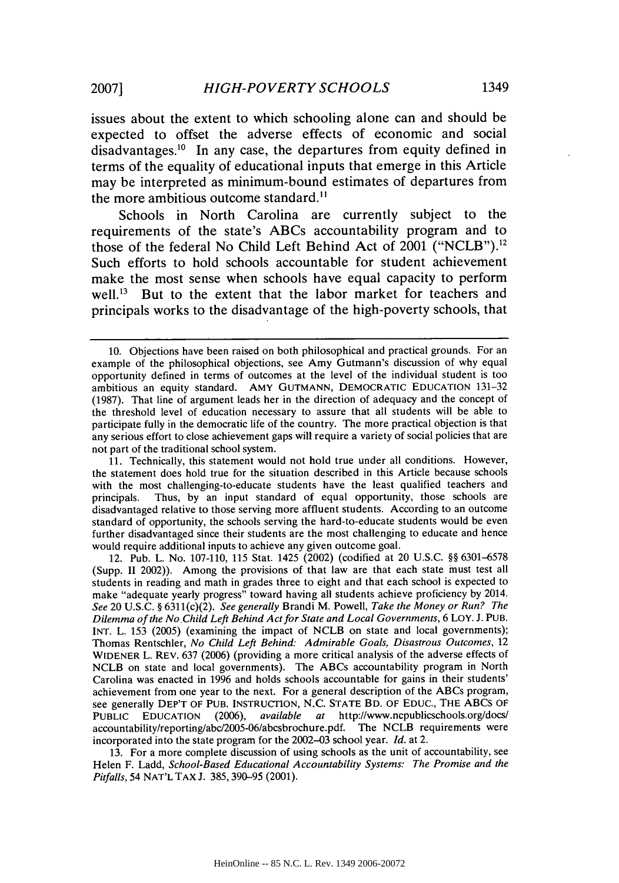issues about the extent to which schooling alone can and should be expected to offset the adverse effects of economic and social disadvantages.[10] In any case, the departures from equity defined in terms of the equality of educational inputs that emerge in this Article may be interpreted as minimum-bound estimates of departures from the more ambitious outcome standard.[11]

Schools in North Carolina are currently subject to the requirements of the state's ABCs accountability program and to those of the federal No Child Left Behind Act of 2001 ("NCLB").[12] Such efforts to hold schools accountable for student achievement make the most sense when schools have equal capacity to perform well.[13] But to the extent that the labor market for teachers and principals works to the disadvantage of the high-poverty schools, that

---

10. Objections have been raised on both philosophical and practical grounds. For an example of the philosophical objections, see Amy Gutmann's discussion of why equal opportunity defined in terms of outcomes at the level of the individual student is too ambitious an equity standard. AMY GUTMANN, DEMOCRATIC EDUCATION 131–32 (1987). That line of argument leads her in the direction of adequacy and the concept of the threshold level of education necessary to assure that all students will be able to participate fully in the democratic life of the country. The more practical objection is that any serious effort to close achievement gaps will require a variety of social policies that are not part of the traditional school system.

11. Technically, this statement would not hold true under all conditions. However, the statement does hold true for the situation described in this Article because schools with the most challenging-to-educate students have the least qualified teachers and principals. Thus, by an input standard of equal opportunity, those schools are disadvantaged relative to those serving more affluent students. According to an outcome standard of opportunity, the schools serving the hard-to-educate students would be even further disadvantaged since their students are the most challenging to educate and hence would require additional inputs to achieve any given outcome goal.

12. Pub. L. No. 107-110, 115 Stat. 1425 (2002) (codified at 20 U.S.C. §§ 6301–6578 (Supp. II 2002)). Among the provisions of that law are that each state must test all students in reading and math in grades three to eight and that each school is expected to make "adequate yearly progress" toward having all students achieve proficiency by 2014. *See* 20 U.S.C. § 6311(c)(2). *See generally* Brandi M. Powell, *Take the Money or Run? The Dilemma of the No Child Left Behind Act for State and Local Governments*, 6 LOY. J. PUB. INT. L. 153 (2005) (examining the impact of NCLB on state and local governments); Thomas Rentschler, *No Child Left Behind: Admirable Goals, Disastrous Outcomes*, 12 WIDENER L. REV. 637 (2006) (providing a more critical analysis of the adverse effects of NCLB on state and local governments). The ABCs accountability program in North Carolina was enacted in 1996 and holds schools accountable for gains in their students' achievement from one year to the next. For a general description of the ABCs program, see generally DEP'T OF PUB. INSTRUCTION, N.C. STATE BD. OF EDUC., THE ABCS OF PUBLIC EDUCATION (2006), *available at* http://www.ncpublicschools.org/docs/accountability/reporting/abc/2005-06/abcsbrochure.pdf. The NCLB requirements were incorporated into the state program for the 2002–03 school year. *Id.* at 2.

13. For a more complete discussion of using schools as the unit of accountability, see Helen F. Ladd, *School-Based Educational Accountability Systems: The Promise and the Pitfalls*, 54 NAT'L TAX J. 385, 390–95 (2001).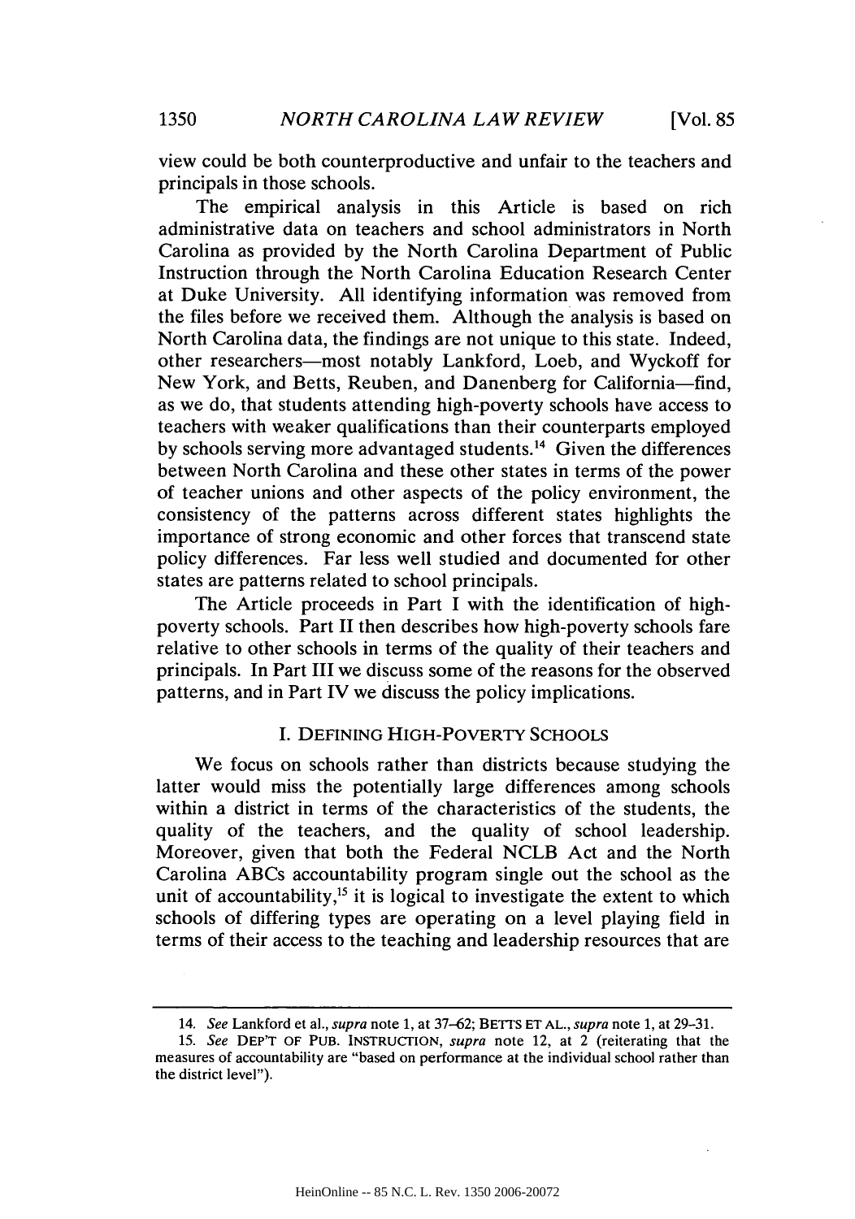view could be both counterproductive and unfair to the teachers and principals in those schools.

The empirical analysis in this Article is based on rich administrative data on teachers and school administrators in North Carolina as provided by the North Carolina Department of Public Instruction through the North Carolina Education Research Center at Duke University. All identifying information was removed from the files before we received them. Although the analysis is based on North Carolina data, the findings are not unique to this state. Indeed, other researchers—most notably Lankford, Loeb, and Wyckoff for New York, and Betts, Reuben, and Danenberg for California—find, as we do, that students attending high-poverty schools have access to teachers with weaker qualifications than their counterparts employed by schools serving more advantaged students.[14] Given the differences between North Carolina and these other states in terms of the power of teacher unions and other aspects of the policy environment, the consistency of the patterns across different states highlights the importance of strong economic and other forces that transcend state policy differences. Far less well studied and documented for other states are patterns related to school principals.

The Article proceeds in Part I with the identification of high-poverty schools. Part II then describes how high-poverty schools fare relative to other schools in terms of the quality of their teachers and principals. In Part III we discuss some of the reasons for the observed patterns, and in Part IV we discuss the policy implications.

## I. DEFINING HIGH-POVERTY SCHOOLS

We focus on schools rather than districts because studying the latter would miss the potentially large differences among schools within a district in terms of the characteristics of the students, the quality of the teachers, and the quality of school leadership. Moreover, given that both the Federal NCLB Act and the North Carolina ABCs accountability program single out the school as the unit of accountability,[15] it is logical to investigate the extent to which schools of differing types are operating on a level playing field in terms of their access to the teaching and leadership resources that are

---

14. *See* Lankford et al., *supra* note 1, at 37–62; BETTS ET AL., *supra* note 1, at 29–31.

15. *See* DEP'T OF PUB. INSTRUCTION, *supra* note 12, at 2 (reiterating that the measures of accountability are "based on performance at the individual school rather than the district level").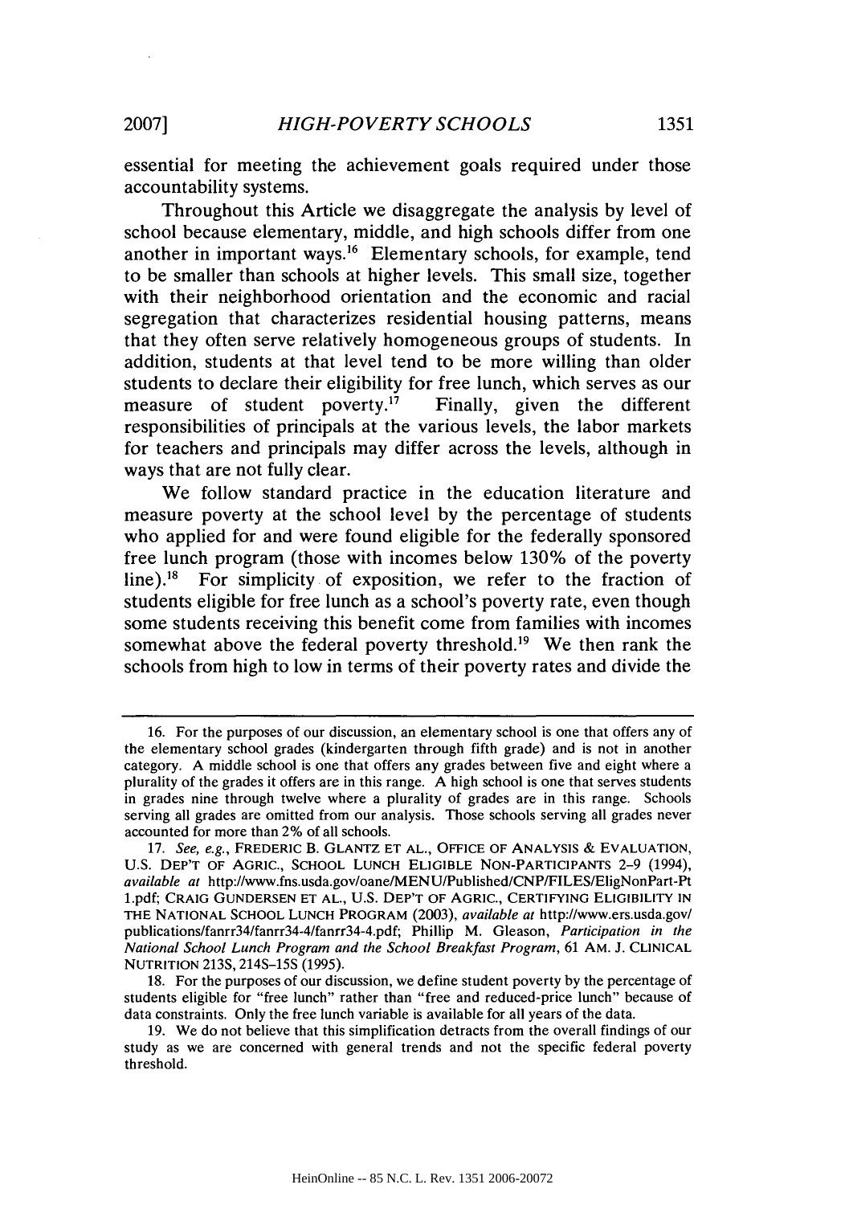essential for meeting the achievement goals required under those accountability systems.

Throughout this Article we disaggregate the analysis by level of school because elementary, middle, and high schools differ from one another in important ways.[16] Elementary schools, for example, tend to be smaller than schools at higher levels. This small size, together with their neighborhood orientation and the economic and racial segregation that characterizes residential housing patterns, means that they often serve relatively homogeneous groups of students. In addition, students at that level tend to be more willing than older students to declare their eligibility for free lunch, which serves as our measure of student poverty.[17] Finally, given the different responsibilities of principals at the various levels, the labor markets for teachers and principals may differ across the levels, although in ways that are not fully clear.

We follow standard practice in the education literature and measure poverty at the school level by the percentage of students who applied for and were found eligible for the federally sponsored free lunch program (those with incomes below 130% of the poverty line).[18] For simplicity of exposition, we refer to the fraction of students eligible for free lunch as a school's poverty rate, even though some students receiving this benefit come from families with incomes somewhat above the federal poverty threshold.[19] We then rank the schools from high to low in terms of their poverty rates and divide the

---

16. For the purposes of our discussion, an elementary school is one that offers any of the elementary school grades (kindergarten through fifth grade) and is not in another category. A middle school is one that offers any grades between five and eight where a plurality of the grades it offers are in this range. A high school is one that serves students in grades nine through twelve where a plurality of grades are in this range. Schools serving all grades are omitted from our analysis. Those schools serving all grades never accounted for more than 2% of all schools.

17. *See, e.g.*, FREDERIC B. GLANTZ ET AL., OFFICE OF ANALYSIS & EVALUATION, U.S. DEP'T OF AGRIC., SCHOOL LUNCH ELIGIBLE NON-PARTICIPANTS 2–9 (1994), *available at* http://www.fns.usda.gov/oane/MENU/Published/CNP/FILES/EligNonPart-Pt1.pdf; CRAIG GUNDERSEN ET AL., U.S. DEP'T OF AGRIC., CERTIFYING ELIGIBILITY IN THE NATIONAL SCHOOL LUNCH PROGRAM (2003), *available at* http://www.ers.usda.gov/publications/fanrr34/fanrr34-4/fanrr34-4.pdf; Phillip M. Gleason, *Participation in the National School Lunch Program and the School Breakfast Program*, 61 AM. J. CLINICAL NUTRITION 213S, 214S–15S (1995).

18. For the purposes of our discussion, we define student poverty by the percentage of students eligible for "free lunch" rather than "free and reduced-price lunch" because of data constraints. Only the free lunch variable is available for all years of the data.

19. We do not believe that this simplification detracts from the overall findings of our study as we are concerned with general trends and not the specific federal poverty threshold.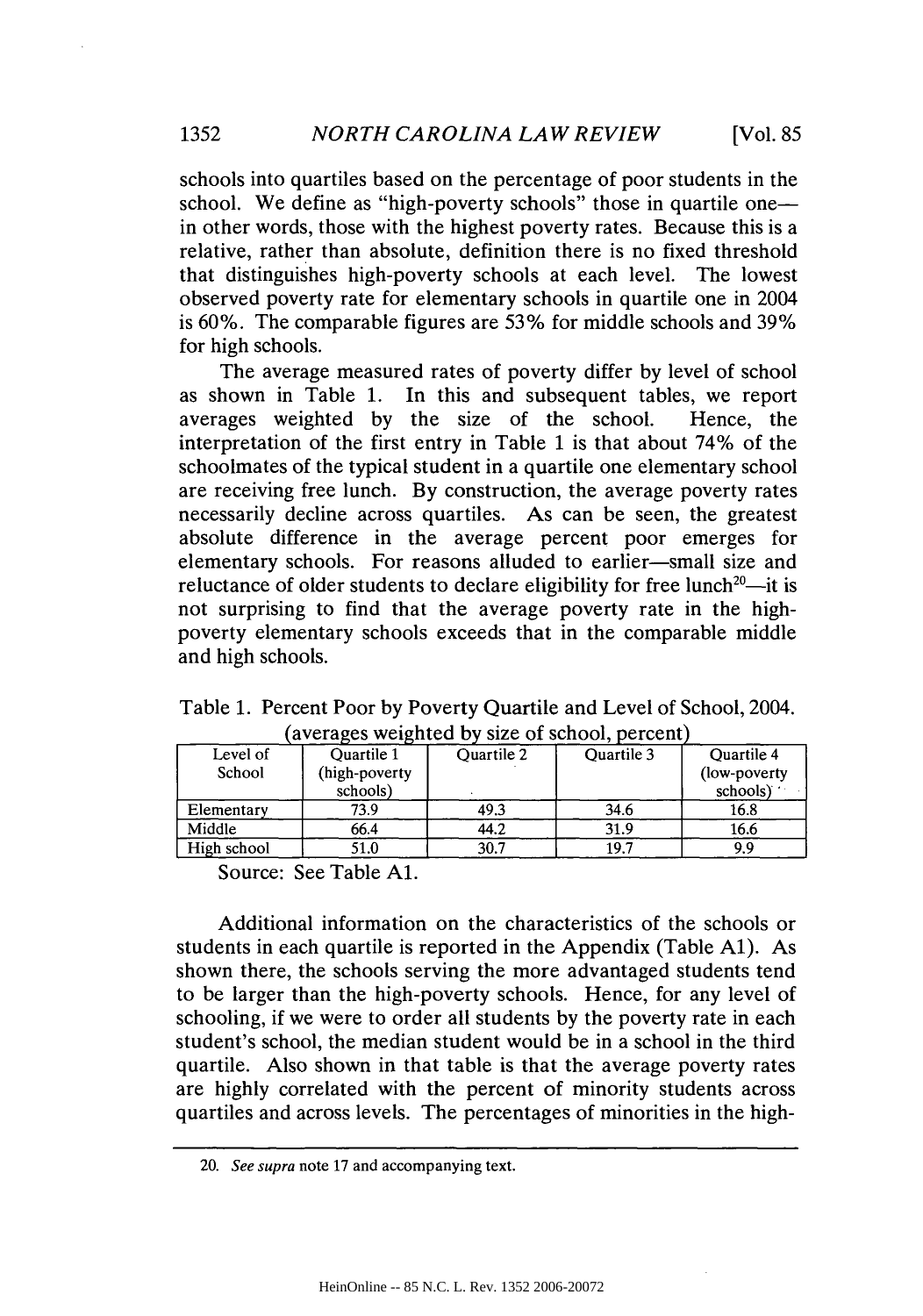schools into quartiles based on the percentage of poor students in the school. We define as "high-poverty schools" those in quartile one—in other words, those with the highest poverty rates. Because this is a relative, rather than absolute, definition there is no fixed threshold that distinguishes high-poverty schools at each level. The lowest observed poverty rate for elementary schools in quartile one in 2004 is 60%. The comparable figures are 53% for middle schools and 39% for high schools.

The average measured rates of poverty differ by level of school as shown in Table 1. In this and subsequent tables, we report averages weighted by the size of the school. Hence, the interpretation of the first entry in Table 1 is that about 74% of the schoolmates of the typical student in a quartile one elementary school are receiving free lunch. By construction, the average poverty rates necessarily decline across quartiles. As can be seen, the greatest absolute difference in the average percent poor emerges for elementary schools. For reasons alluded to earlier—small size and reluctance of older students to declare eligibility for free lunch[20]—it is not surprising to find that the average poverty rate in the high-poverty elementary schools exceeds that in the comparable middle and high schools.

Table 1. Percent Poor by Poverty Quartile and Level of School, 2004. (averages weighted by size of school, percent)

| Level of School | Quartile 1 (high-poverty schools) | Quartile 2 | Quartile 3 | Quartile 4 (low-poverty schools) |
|---|---|---|---|---|
| Elementary | 73.9 | 49.3 | 34.6 | 16.8 |
| Middle | 66.4 | 44.2 | 31.9 | 16.6 |
| High school | 51.0 | 30.7 | 19.7 | 9.9 |

Source: See Table A1.

Additional information on the characteristics of the schools or students in each quartile is reported in the Appendix (Table A1). As shown there, the schools serving the more advantaged students tend to be larger than the high-poverty schools. Hence, for any level of schooling, if we were to order all students by the poverty rate in each student's school, the median student would be in a school in the third quartile. Also shown in that table is that the average poverty rates are highly correlated with the percent of minority students across quartiles and across levels. The percentages of minorities in the high-

20. *See supra* note 17 and accompanying text.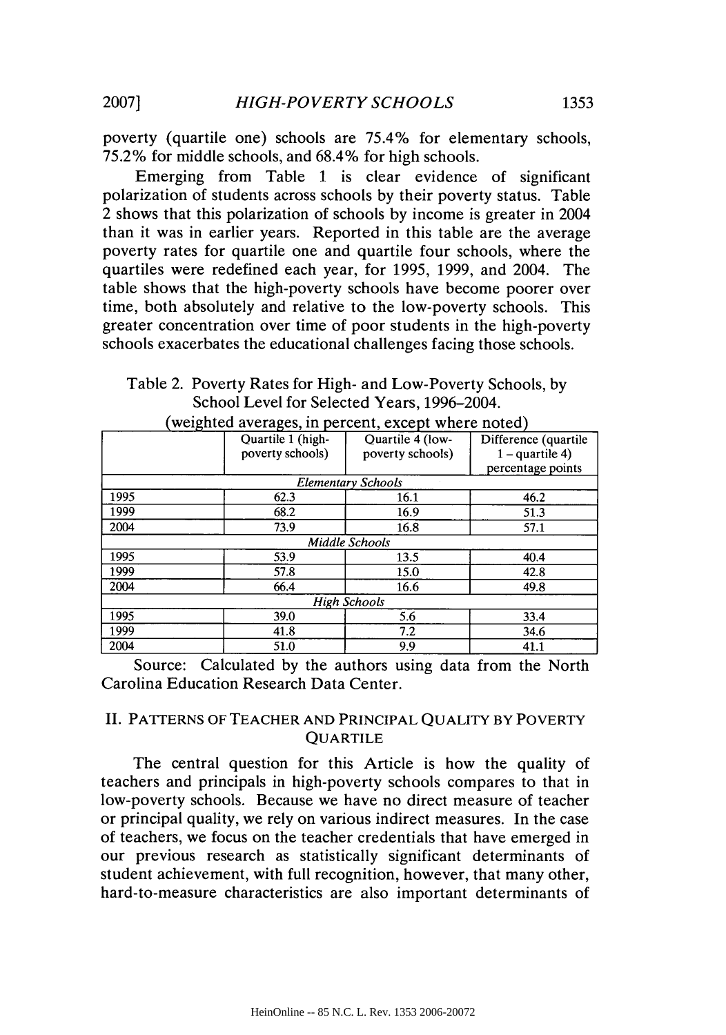poverty (quartile one) schools are 75.4% for elementary schools, 75.2% for middle schools, and 68.4% for high schools.

Emerging from Table 1 is clear evidence of significant polarization of students across schools by their poverty status. Table 2 shows that this polarization of schools by income is greater in 2004 than it was in earlier years. Reported in this table are the average poverty rates for quartile one and quartile four schools, where the quartiles were redefined each year, for 1995, 1999, and 2004. The table shows that the high-poverty schools have become poorer over time, both absolutely and relative to the low-poverty schools. This greater concentration over time of poor students in the high-poverty schools exacerbates the educational challenges facing those schools.

Table 2. Poverty Rates for High- and Low-Poverty Schools, by School Level for Selected Years, 1996–2004.

(weighted averages, in percent, except where noted)

| | Quartile 1 (high-poverty schools) | Quartile 4 (low-poverty schools) | Difference (quartile 1 – quartile 4) percentage points |
|---|---|---|---|
| *Elementary Schools* | | | |
| 1995 | 62.3 | 16.1 | 46.2 |
| 1999 | 68.2 | 16.9 | 51.3 |
| 2004 | 73.9 | 16.8 | 57.1 |
| *Middle Schools* | | | |
| 1995 | 53.9 | 13.5 | 40.4 |
| 1999 | 57.8 | 15.0 | 42.8 |
| 2004 | 66.4 | 16.6 | 49.8 |
| *High Schools* | | | |
| 1995 | 39.0 | 5.6 | 33.4 |
| 1999 | 41.8 | 7.2 | 34.6 |
| 2004 | 51.0 | 9.9 | 41.1 |

Source: Calculated by the authors using data from the North Carolina Education Research Data Center.

## II. PATTERNS OF TEACHER AND PRINCIPAL QUALITY BY POVERTY QUARTILE

The central question for this Article is how the quality of teachers and principals in high-poverty schools compares to that in low-poverty schools. Because we have no direct measure of teacher or principal quality, we rely on various indirect measures. In the case of teachers, we focus on the teacher credentials that have emerged in our previous research as statistically significant determinants of student achievement, with full recognition, however, that many other, hard-to-measure characteristics are also important determinants of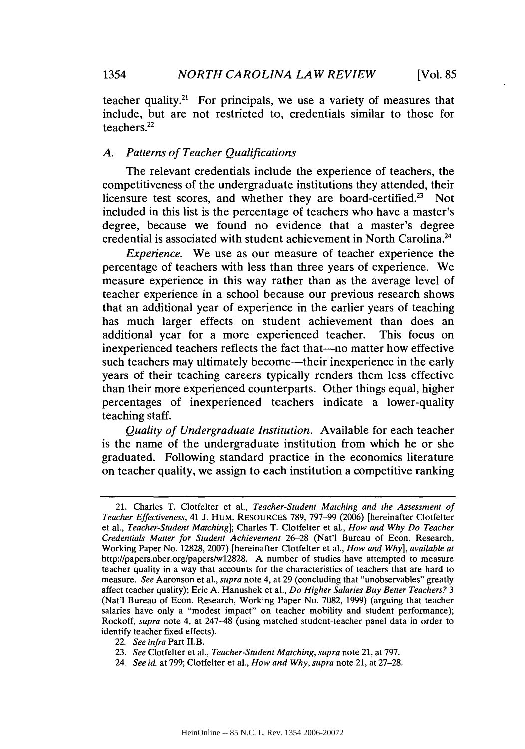teacher quality.[21] For principals, we use a variety of measures that include, but are not restricted to, credentials similar to those for teachers.[22]

### A. *Patterns of Teacher Qualifications*

The relevant credentials include the experience of teachers, the competitiveness of the undergraduate institutions they attended, their licensure test scores, and whether they are board-certified.[23] Not included in this list is the percentage of teachers who have a master's degree, because we found no evidence that a master's degree credential is associated with student achievement in North Carolina.[24]

*Experience.* We use as our measure of teacher experience the percentage of teachers with less than three years of experience. We measure experience in this way rather than as the average level of teacher experience in a school because our previous research shows that an additional year of experience in the earlier years of teaching has much larger effects on student achievement than does an additional year for a more experienced teacher. This focus on inexperienced teachers reflects the fact that—no matter how effective such teachers may ultimately become—their inexperience in the early years of their teaching careers typically renders them less effective than their more experienced counterparts. Other things equal, higher percentages of inexperienced teachers indicate a lower-quality teaching staff.

*Quality of Undergraduate Institution.* Available for each teacher is the name of the undergraduate institution from which he or she graduated. Following standard practice in the economics literature on teacher quality, we assign to each institution a competitive ranking

---

21. Charles T. Clotfelter et al., *Teacher-Student Matching and the Assessment of Teacher Effectiveness*, 41 J. HUM. RESOURCES 789, 797–99 (2006) [hereinafter Clotfelter et al., *Teacher-Student Matching*]; Charles T. Clotfelter et al., *How and Why Do Teacher Credentials Matter for Student Achievement* 26–28 (Nat'l Bureau of Econ. Research, Working Paper No. 12828, 2007) [hereinafter Clotfelter et al., *How and Why*], *available at* http://papers.nber.org/papers/w12828. A number of studies have attempted to measure teacher quality in a way that accounts for the characteristics of teachers that are hard to measure. *See* Aaronson et al., *supra* note 4, at 29 (concluding that "unobservables" greatly affect teacher quality); Eric A. Hanushek et al., *Do Higher Salaries Buy Better Teachers?* 3 (Nat'l Bureau of Econ. Research, Working Paper No. 7082, 1999) (arguing that teacher salaries have only a "modest impact" on teacher mobility and student performance); Rockoff, *supra* note 4, at 247–48 (using matched student-teacher panel data in order to identify teacher fixed effects).

22. *See infra* Part II.B.

23. *See* Clotfelter et al., *Teacher-Student Matching*, *supra* note 21, at 797.

24. *See id.* at 799; Clotfelter et al., *How and Why*, *supra* note 21, at 27–28.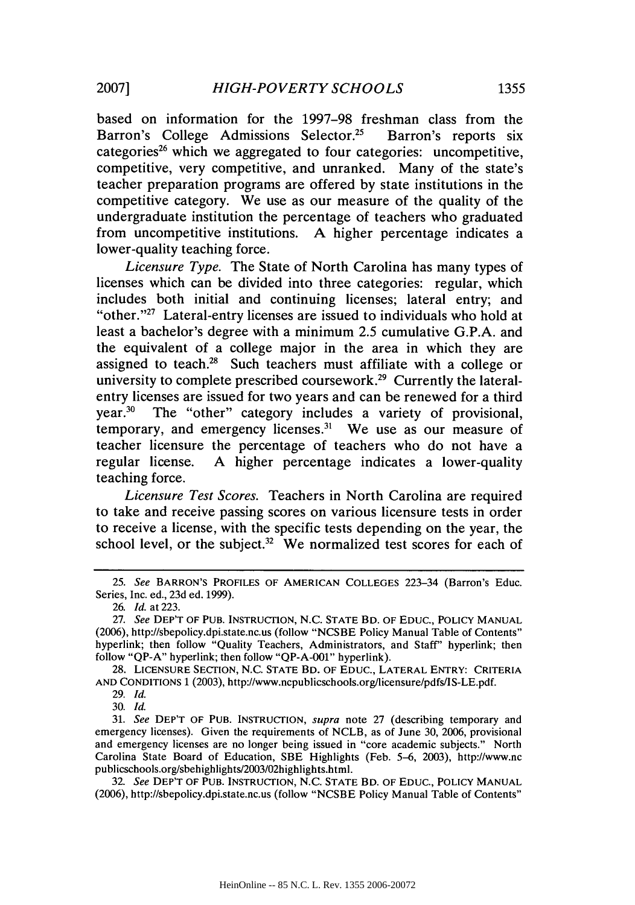based on information for the 1997–98 freshman class from the Barron's College Admissions Selector.[25] Barron's reports six categories[26] which we aggregated to four categories: uncompetitive, competitive, very competitive, and unranked. Many of the state's teacher preparation programs are offered by state institutions in the competitive category. We use as our measure of the quality of the undergraduate institution the percentage of teachers who graduated from uncompetitive institutions. A higher percentage indicates a lower-quality teaching force.

*Licensure Type.* The State of North Carolina has many types of licenses which can be divided into three categories: regular, which includes both initial and continuing licenses; lateral entry; and "other."[27] Lateral-entry licenses are issued to individuals who hold at least a bachelor's degree with a minimum 2.5 cumulative G.P.A. and the equivalent of a college major in the area in which they are assigned to teach.[28] Such teachers must affiliate with a college or university to complete prescribed coursework.[29] Currently the lateral-entry licenses are issued for two years and can be renewed for a third year.[30] The "other" category includes a variety of provisional, temporary, and emergency licenses.[31] We use as our measure of teacher licensure the percentage of teachers who do not have a regular license. A higher percentage indicates a lower-quality teaching force.

*Licensure Test Scores.* Teachers in North Carolina are required to take and receive passing scores on various licensure tests in order to receive a license, with the specific tests depending on the year, the school level, or the subject.[32] We normalized test scores for each of

---

25. *See* BARRON'S PROFILES OF AMERICAN COLLEGES 223–34 (Barron's Educ. Series, Inc. ed., 23d ed. 1999).

26. *Id.* at 223.

27. *See* DEP'T OF PUB. INSTRUCTION, N.C. STATE BD. OF EDUC., POLICY MANUAL (2006), http://sbepolicy.dpi.state.nc.us (follow "NCSBE Policy Manual Table of Contents" hyperlink; then follow "Quality Teachers, Administrators, and Staff" hyperlink; then follow "QP-A" hyperlink; then follow "QP-A-001" hyperlink).

28. LICENSURE SECTION, N.C. STATE BD. OF EDUC., LATERAL ENTRY: CRITERIA AND CONDITIONS 1 (2003), http://www.ncpublicschools.org/licensure/pdfs/IS-LE.pdf.

29. *Id.*

30. *Id.*

31. *See* DEP'T OF PUB. INSTRUCTION, *supra* note 27 (describing temporary and emergency licenses). Given the requirements of NCLB, as of June 30, 2006, provisional and emergency licenses are no longer being issued in "core academic subjects." North Carolina State Board of Education, SBE Highlights (Feb. 5–6, 2003), http://www.ncpublicschools.org/sbehighlights/2003/02highlights.html.

32. *See* DEP'T OF PUB. INSTRUCTION, N.C. STATE BD. OF EDUC., POLICY MANUAL (2006), http://sbepolicy.dpi.state.nc.us (follow "NCSBE Policy Manual Table of Contents"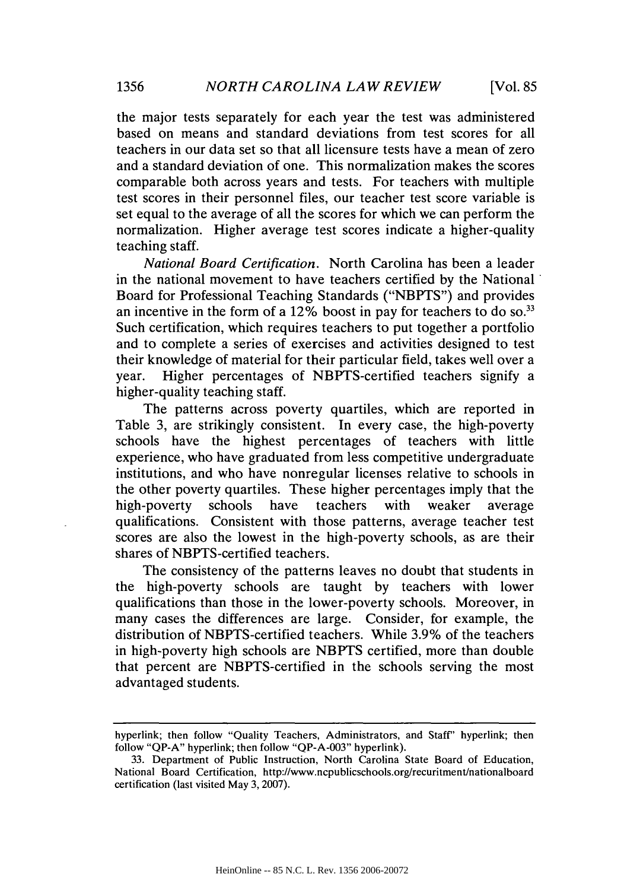the major tests separately for each year the test was administered based on means and standard deviations from test scores for all teachers in our data set so that all licensure tests have a mean of zero and a standard deviation of one. This normalization makes the scores comparable both across years and tests. For teachers with multiple test scores in their personnel files, our teacher test score variable is set equal to the average of all the scores for which we can perform the normalization. Higher average test scores indicate a higher-quality teaching staff.

*National Board Certification*. North Carolina has been a leader in the national movement to have teachers certified by the National Board for Professional Teaching Standards ("NBPTS") and provides an incentive in the form of a 12% boost in pay for teachers to do so.[33] Such certification, which requires teachers to put together a portfolio and to complete a series of exercises and activities designed to test their knowledge of material for their particular field, takes well over a year. Higher percentages of NBPTS-certified teachers signify a higher-quality teaching staff.

The patterns across poverty quartiles, which are reported in Table 3, are strikingly consistent. In every case, the high-poverty schools have the highest percentages of teachers with little experience, who have graduated from less competitive undergraduate institutions, and who have nonregular licenses relative to schools in the other poverty quartiles. These higher percentages imply that the high-poverty schools have teachers with weaker average qualifications. Consistent with those patterns, average teacher test scores are also the lowest in the high-poverty schools, as are their shares of NBPTS-certified teachers.

The consistency of the patterns leaves no doubt that students in the high-poverty schools are taught by teachers with lower qualifications than those in the lower-poverty schools. Moreover, in many cases the differences are large. Consider, for example, the distribution of NBPTS-certified teachers. While 3.9% of the teachers in high-poverty high schools are NBPTS certified, more than double that percent are NBPTS-certified in the schools serving the most advantaged students.

---

hyperlink; then follow "Quality Teachers, Administrators, and Staff" hyperlink; then follow "QP-A" hyperlink; then follow "QP-A-003" hyperlink).

33. Department of Public Instruction, North Carolina State Board of Education, National Board Certification, http://www.ncpublicschools.org/recuritment/nationalboard certification (last visited May 3, 2007).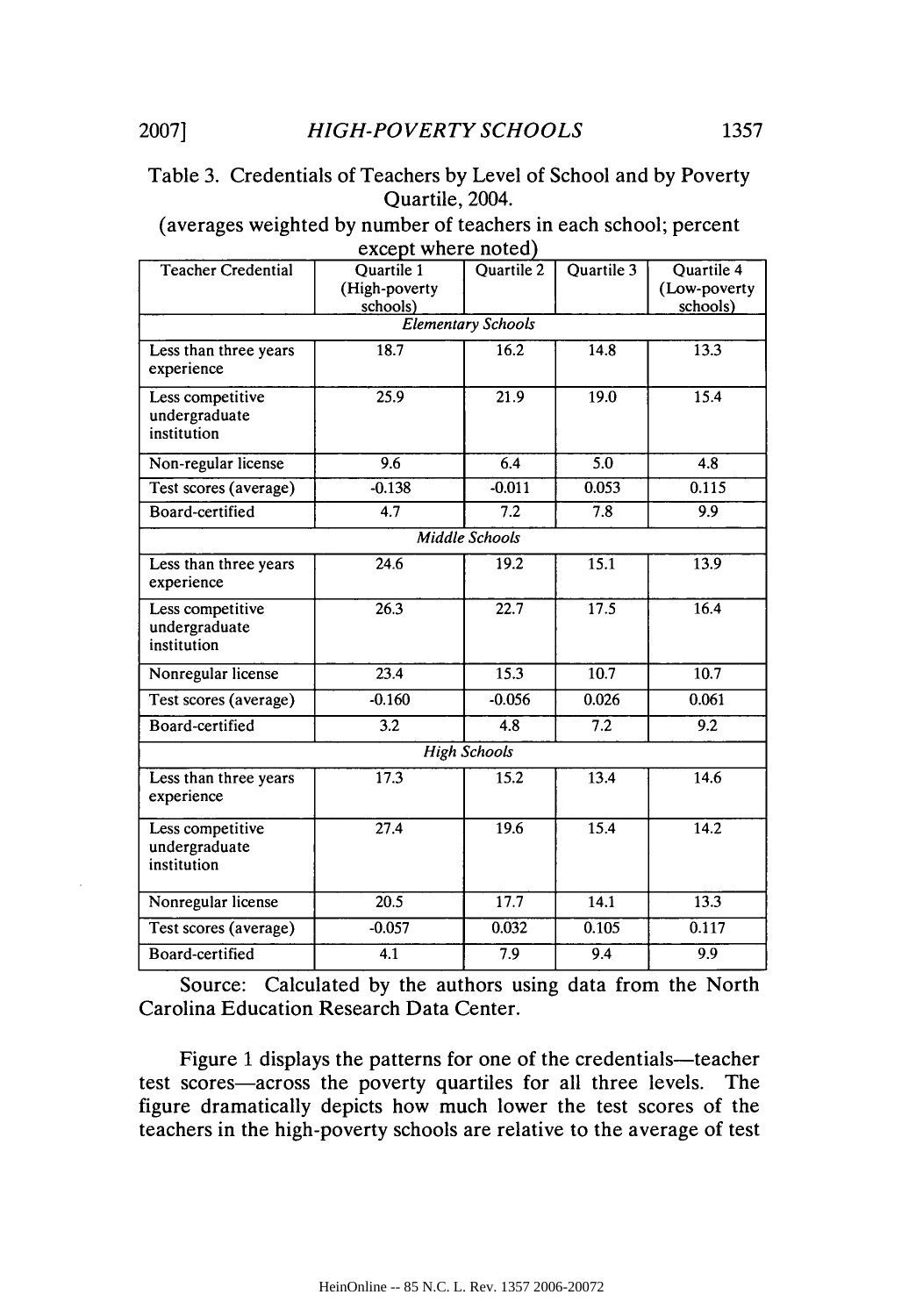Table 3. Credentials of Teachers by Level of School and by Poverty Quartile, 2004.

(averages weighted by number of teachers in each school; percent except where noted)

| Teacher Credential | Quartile 1 (High-poverty schools) | Quartile 2 | Quartile 3 | Quartile 4 (Low-poverty schools) |
|---|---|---|---|---|
| *Elementary Schools* | | | | |
| Less than three years experience | 18.7 | 16.2 | 14.8 | 13.3 |
| Less competitive undergraduate institution | 25.9 | 21.9 | 19.0 | 15.4 |
| Non-regular license | 9.6 | 6.4 | 5.0 | 4.8 |
| Test scores (average) | -0.138 | -0.011 | 0.053 | 0.115 |
| Board-certified | 4.7 | 7.2 | 7.8 | 9.9 |
| *Middle Schools* | | | | |
| Less than three years experience | 24.6 | 19.2 | 15.1 | 13.9 |
| Less competitive undergraduate institution | 26.3 | 22.7 | 17.5 | 16.4 |
| Nonregular license | 23.4 | 15.3 | 10.7 | 10.7 |
| Test scores (average) | -0.160 | -0.056 | 0.026 | 0.061 |
| Board-certified | 3.2 | 4.8 | 7.2 | 9.2 |
| *High Schools* | | | | |
| Less than three years experience | 17.3 | 15.2 | 13.4 | 14.6 |
| Less competitive undergraduate institution | 27.4 | 19.6 | 15.4 | 14.2 |
| Nonregular license | 20.5 | 17.7 | 14.1 | 13.3 |
| Test scores (average) | -0.057 | 0.032 | 0.105 | 0.117 |
| Board-certified | 4.1 | 7.9 | 9.4 | 9.9 |

Source: Calculated by the authors using data from the North Carolina Education Research Data Center.

Figure 1 displays the patterns for one of the credentials—teacher test scores—across the poverty quartiles for all three levels. The figure dramatically depicts how much lower the test scores of the teachers in the high-poverty schools are relative to the average of test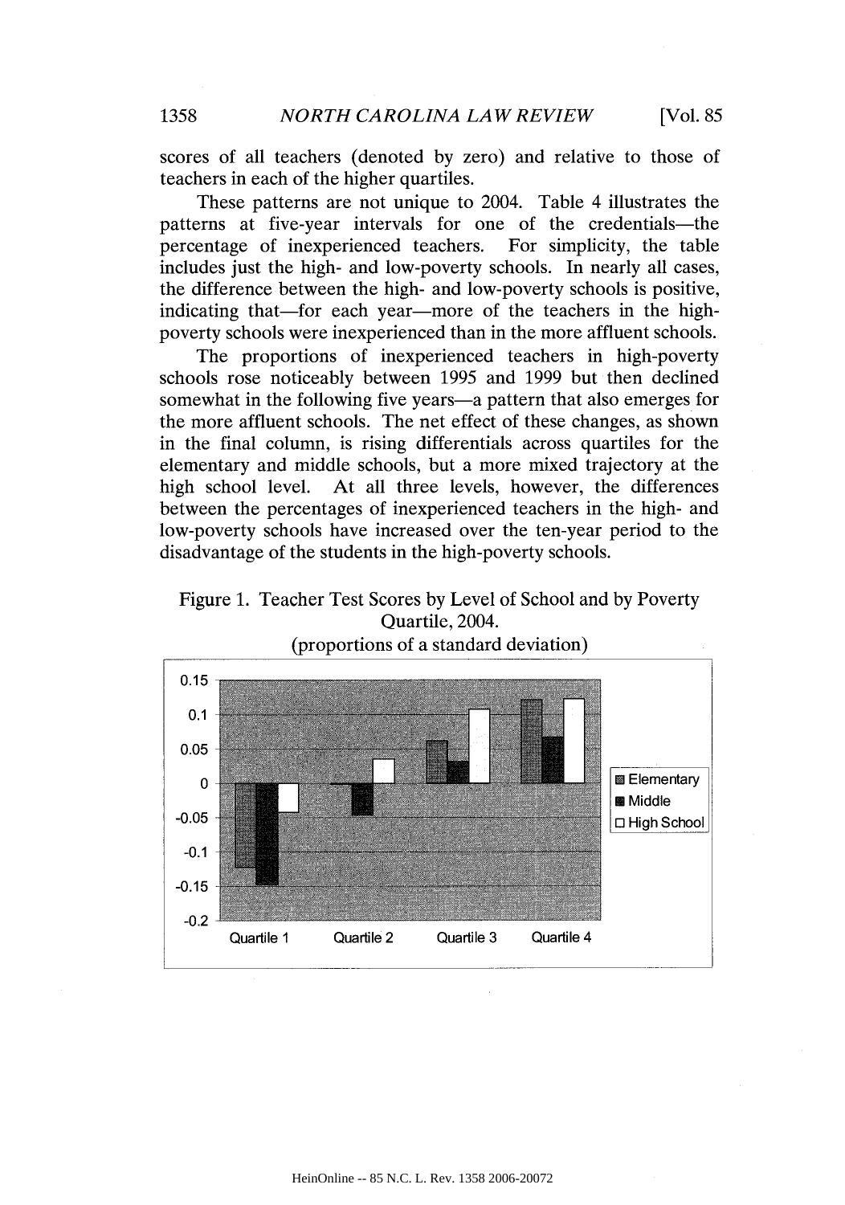scores of all teachers (denoted by zero) and relative to those of teachers in each of the higher quartiles.

These patterns are not unique to 2004. Table 4 illustrates the patterns at five-year intervals for one of the credentials—the percentage of inexperienced teachers. For simplicity, the table includes just the high- and low-poverty schools. In nearly all cases, the difference between the high- and low-poverty schools is positive, indicating that—for each year—more of the teachers in the high-poverty schools were inexperienced than in the more affluent schools.

The proportions of inexperienced teachers in high-poverty schools rose noticeably between 1995 and 1999 but then declined somewhat in the following five years—a pattern that also emerges for the more affluent schools. The net effect of these changes, as shown in the final column, is rising differentials across quartiles for the elementary and middle schools, but a more mixed trajectory at the high school level. At all three levels, however, the differences between the percentages of inexperienced teachers in the high- and low-poverty schools have increased over the ten-year period to the disadvantage of the students in the high-poverty schools.

Figure 1. Teacher Test Scores by Level of School and by Poverty Quartile, 2004.
(proportions of a standard deviation)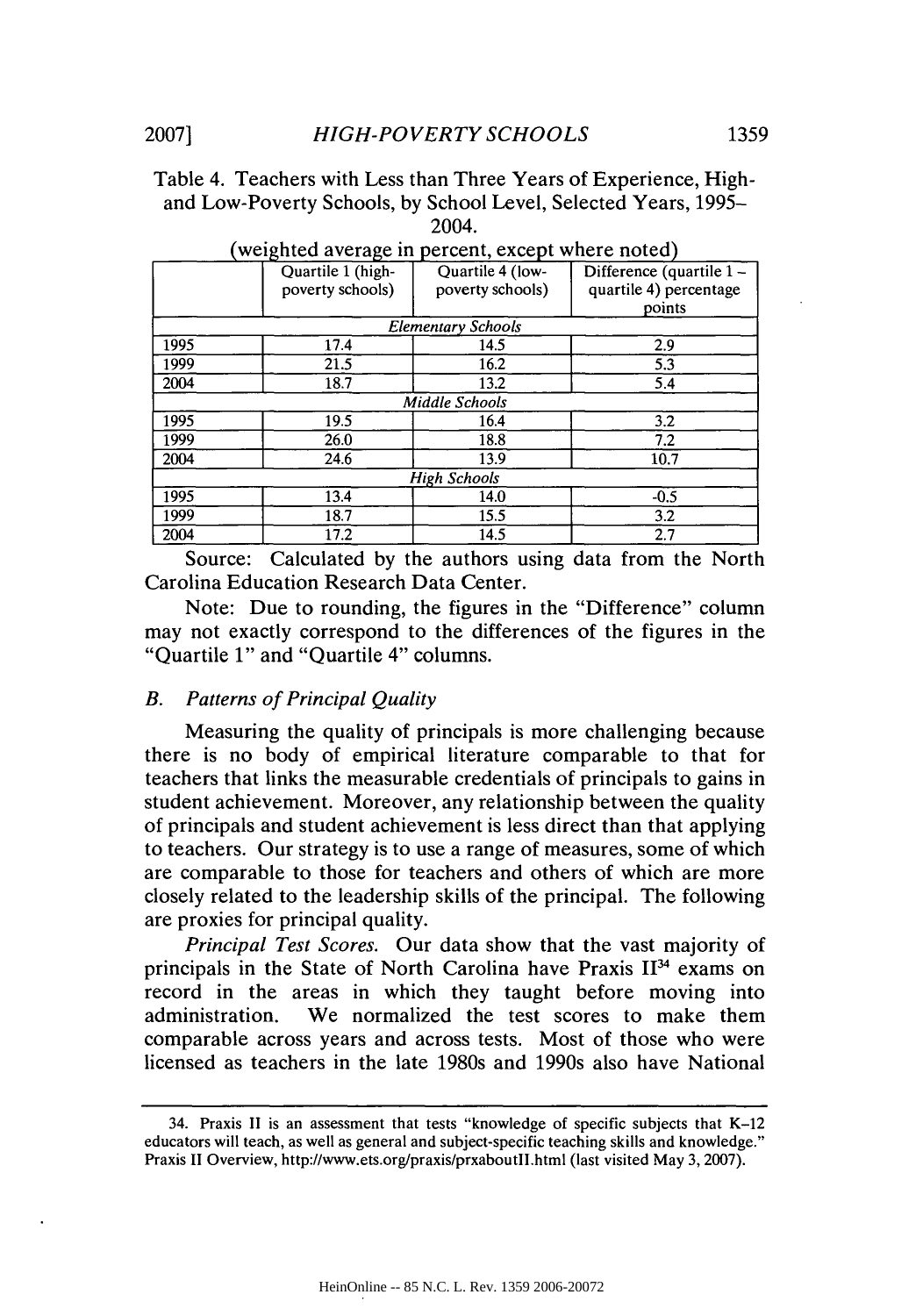Table 4. Teachers with Less than Three Years of Experience, High- and Low-Poverty Schools, by School Level, Selected Years, 1995–2004.

(weighted average in percent, except where noted)

| | Quartile 1 (high-poverty schools) | Quartile 4 (low-poverty schools) | Difference (quartile 1 – quartile 4) percentage points |
|---|---|---|---|
| *Elementary Schools* | | | |
| 1995 | 17.4 | 14.5 | 2.9 |
| 1999 | 21.5 | 16.2 | 5.3 |
| 2004 | 18.7 | 13.2 | 5.4 |
| *Middle Schools* | | | |
| 1995 | 19.5 | 16.4 | 3.2 |
| 1999 | 26.0 | 18.8 | 7.2 |
| 2004 | 24.6 | 13.9 | 10.7 |
| *High Schools* | | | |
| 1995 | 13.4 | 14.0 | -0.5 |
| 1999 | 18.7 | 15.5 | 3.2 |
| 2004 | 17.2 | 14.5 | 2.7 |

Source: Calculated by the authors using data from the North Carolina Education Research Data Center.

Note: Due to rounding, the figures in the "Difference" column may not exactly correspond to the differences of the figures in the "Quartile 1" and "Quartile 4" columns.

### *B. Patterns of Principal Quality*

Measuring the quality of principals is more challenging because there is no body of empirical literature comparable to that for teachers that links the measurable credentials of principals to gains in student achievement. Moreover, any relationship between the quality of principals and student achievement is less direct than that applying to teachers. Our strategy is to use a range of measures, some of which are comparable to those for teachers and others of which are more closely related to the leadership skills of the principal. The following are proxies for principal quality.

*Principal Test Scores.* Our data show that the vast majority of principals in the State of North Carolina have Praxis II[34] exams on record in the areas in which they taught before moving into administration. We normalized the test scores to make them comparable across years and across tests. Most of those who were licensed as teachers in the late 1980s and 1990s also have National

34. Praxis II is an assessment that tests "knowledge of specific subjects that K–12 educators will teach, as well as general and subject-specific teaching skills and knowledge." Praxis II Overview, http://www.ets.org/praxis/prxaboutII.html (last visited May 3, 2007).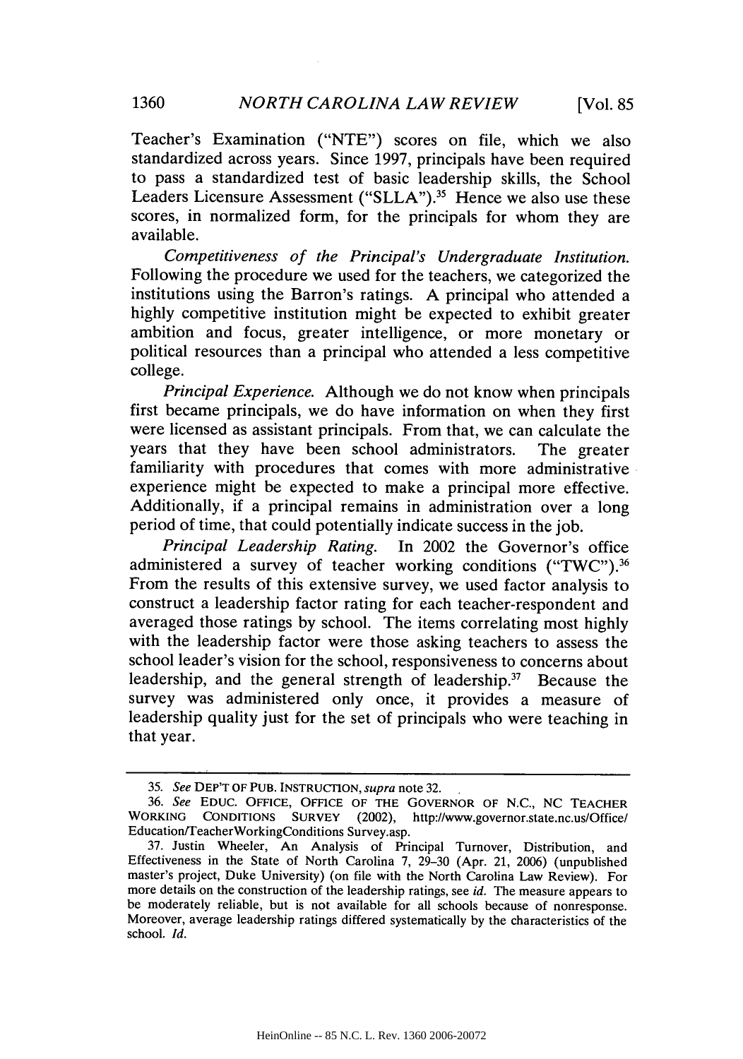Teacher's Examination ("NTE") scores on file, which we also standardized across years. Since 1997, principals have been required to pass a standardized test of basic leadership skills, the School Leaders Licensure Assessment ("SLLA").[35] Hence we also use these scores, in normalized form, for the principals for whom they are available.

*Competitiveness of the Principal's Undergraduate Institution.* Following the procedure we used for the teachers, we categorized the institutions using the Barron's ratings. A principal who attended a highly competitive institution might be expected to exhibit greater ambition and focus, greater intelligence, or more monetary or political resources than a principal who attended a less competitive college.

*Principal Experience.* Although we do not know when principals first became principals, we do have information on when they first were licensed as assistant principals. From that, we can calculate the years that they have been school administrators. The greater familiarity with procedures that comes with more administrative experience might be expected to make a principal more effective. Additionally, if a principal remains in administration over a long period of time, that could potentially indicate success in the job.

*Principal Leadership Rating.* In 2002 the Governor's office administered a survey of teacher working conditions ("TWC").[36] From the results of this extensive survey, we used factor analysis to construct a leadership factor rating for each teacher-respondent and averaged those ratings by school. The items correlating most highly with the leadership factor were those asking teachers to assess the school leader's vision for the school, responsiveness to concerns about leadership, and the general strength of leadership.[37] Because the survey was administered only once, it provides a measure of leadership quality just for the set of principals who were teaching in that year.

---

35. *See* DEP'T OF PUB. INSTRUCTION, *supra* note 32.

36. *See* EDUC. OFFICE, OFFICE OF THE GOVERNOR OF N.C., NC TEACHER WORKING CONDITIONS SURVEY (2002), http://www.governor.state.nc.us/Office/Education/TeacherWorkingConditions Survey.asp.

37. Justin Wheeler, An Analysis of Principal Turnover, Distribution, and Effectiveness in the State of North Carolina 7, 29–30 (Apr. 21, 2006) (unpublished master's project, Duke University) (on file with the North Carolina Law Review). For more details on the construction of the leadership ratings, see *id.* The measure appears to be moderately reliable, but is not available for all schools because of nonresponse. Moreover, average leadership ratings differed systematically by the characteristics of the school. *Id.*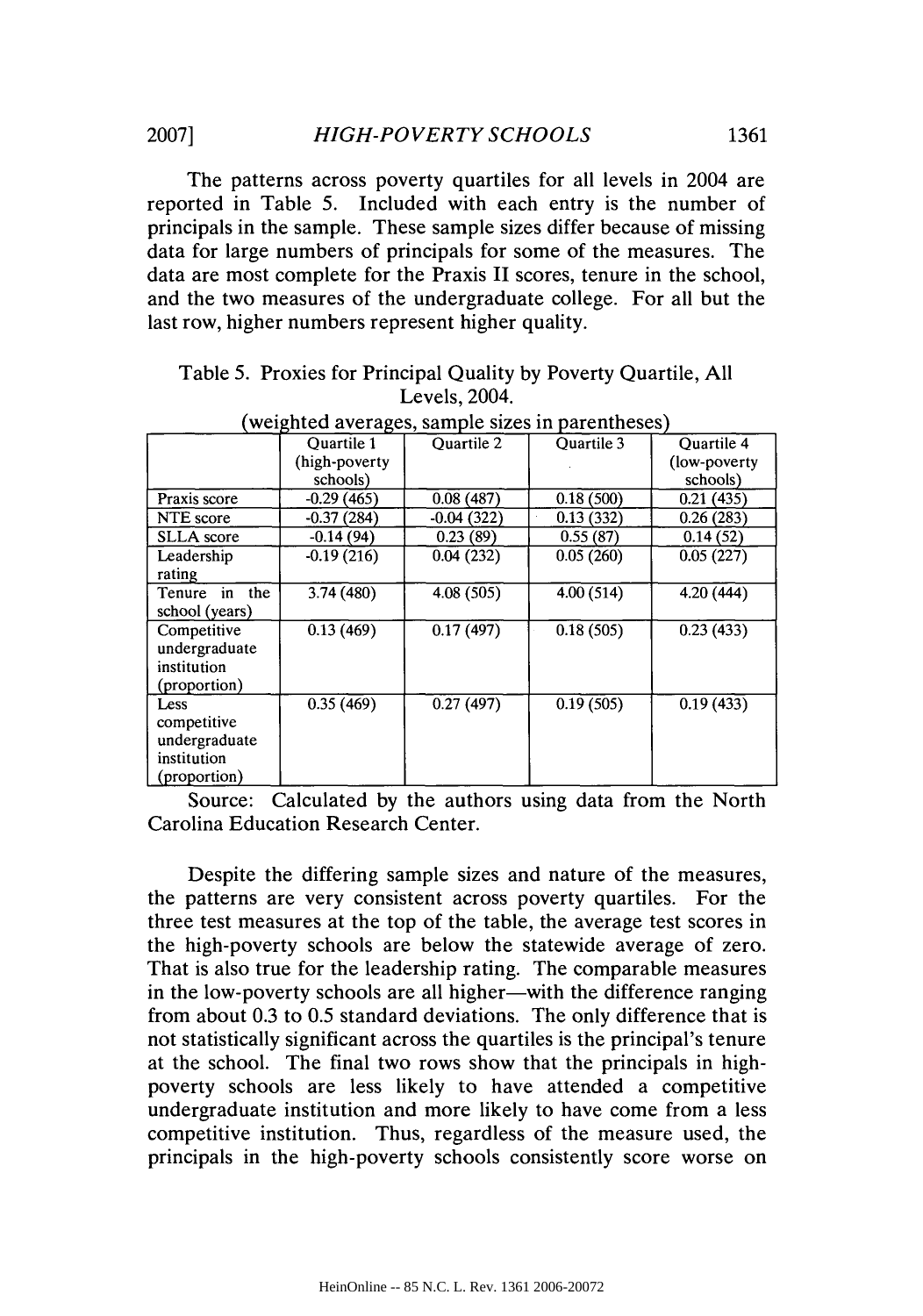The patterns across poverty quartiles for all levels in 2004 are reported in Table 5. Included with each entry is the number of principals in the sample. These sample sizes differ because of missing data for large numbers of principals for some of the measures. The data are most complete for the Praxis II scores, tenure in the school, and the two measures of the undergraduate college. For all but the last row, higher numbers represent higher quality.

Table 5. Proxies for Principal Quality by Poverty Quartile, All Levels, 2004.

(weighted averages, sample sizes in parentheses)

| | Quartile 1 (high-poverty schools) | Quartile 2 | Quartile 3 | Quartile 4 (low-poverty schools) |
|---|---|---|---|---|
| Praxis score | -0.29 (465) | 0.08 (487) | 0.18 (500) | 0.21 (435) |
| NTE score | -0.37 (284) | -0.04 (322) | 0.13 (332) | 0.26 (283) |
| SLLA score | -0.14 (94) | 0.23 (89) | 0.55 (87) | 0.14 (52) |
| Leadership rating | -0.19 (216) | 0.04 (232) | 0.05 (260) | 0.05 (227) |
| Tenure in the school (years) | 3.74 (480) | 4.08 (505) | 4.00 (514) | 4.20 (444) |
| Competitive undergraduate institution (proportion) | 0.13 (469) | 0.17 (497) | 0.18 (505) | 0.23 (433) |
| Less competitive undergraduate institution (proportion) | 0.35 (469) | 0.27 (497) | 0.19 (505) | 0.19 (433) |

Source: Calculated by the authors using data from the North Carolina Education Research Center.

Despite the differing sample sizes and nature of the measures, the patterns are very consistent across poverty quartiles. For the three test measures at the top of the table, the average test scores in the high-poverty schools are below the statewide average of zero. That is also true for the leadership rating. The comparable measures in the low-poverty schools are all higher—with the difference ranging from about 0.3 to 0.5 standard deviations. The only difference that is not statistically significant across the quartiles is the principal's tenure at the school. The final two rows show that the principals in high-poverty schools are less likely to have attended a competitive undergraduate institution and more likely to have come from a less competitive institution. Thus, regardless of the measure used, the principals in the high-poverty schools consistently score worse on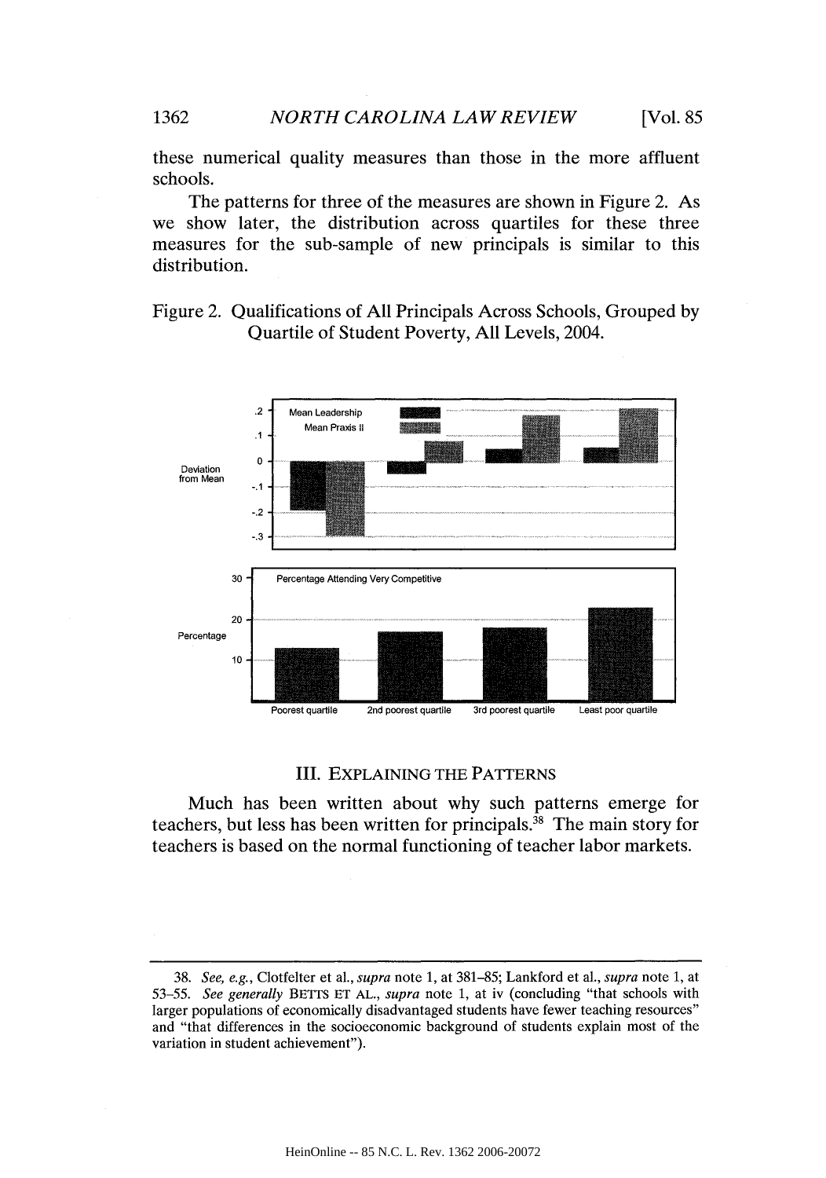these numerical quality measures than those in the more affluent schools.

The patterns for three of the measures are shown in Figure 2. As we show later, the distribution across quartiles for these three measures for the sub-sample of new principals is similar to this distribution.

Figure 2. Qualifications of All Principals Across Schools, Grouped by Quartile of Student Poverty, All Levels, 2004.

## III. EXPLAINING THE PATTERNS

Much has been written about why such patterns emerge for teachers, but less has been written for principals.[38] The main story for teachers is based on the normal functioning of teacher labor markets.

---

38. *See, e.g.*, Clotfelter et al., *supra* note 1, at 381–85; Lankford et al., *supra* note 1, at 53–55. *See generally* BETTS ET AL., *supra* note 1, at iv (concluding "that schools with larger populations of economically disadvantaged students have fewer teaching resources" and "that differences in the socioeconomic background of students explain most of the variation in student achievement").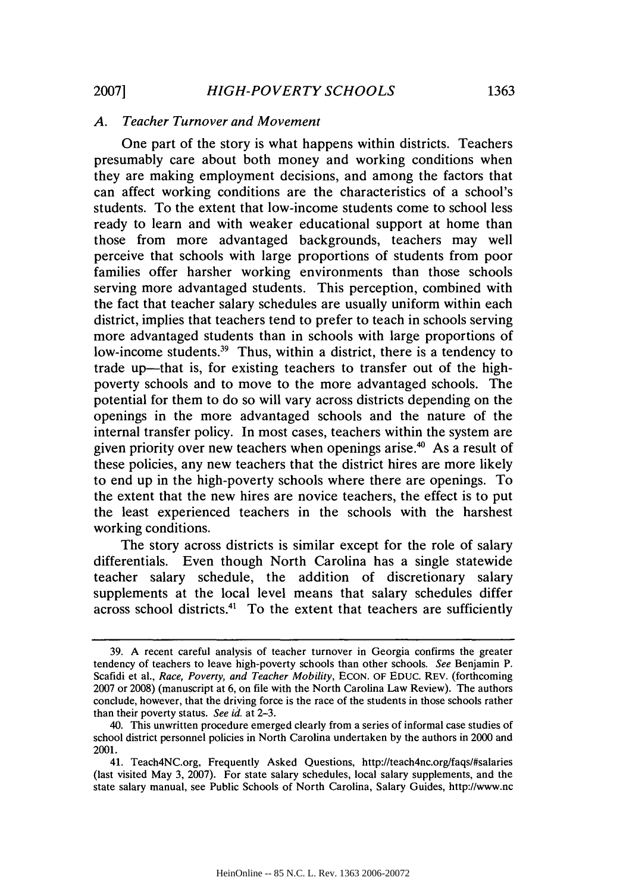### A. *Teacher Turnover and Movement*

One part of the story is what happens within districts. Teachers presumably care about both money and working conditions when they are making employment decisions, and among the factors that can affect working conditions are the characteristics of a school's students. To the extent that low-income students come to school less ready to learn and with weaker educational support at home than those from more advantaged backgrounds, teachers may well perceive that schools with large proportions of students from poor families offer harsher working environments than those schools serving more advantaged students. This perception, combined with the fact that teacher salary schedules are usually uniform within each district, implies that teachers tend to prefer to teach in schools serving more advantaged students than in schools with large proportions of low-income students.[39] Thus, within a district, there is a tendency to trade up—that is, for existing teachers to transfer out of the high-poverty schools and to move to the more advantaged schools. The potential for them to do so will vary across districts depending on the openings in the more advantaged schools and the nature of the internal transfer policy. In most cases, teachers within the system are given priority over new teachers when openings arise.[40] As a result of these policies, any new teachers that the district hires are more likely to end up in the high-poverty schools where there are openings. To the extent that the new hires are novice teachers, the effect is to put the least experienced teachers in the schools with the harshest working conditions.

The story across districts is similar except for the role of salary differentials. Even though North Carolina has a single statewide teacher salary schedule, the addition of discretionary salary supplements at the local level means that salary schedules differ across school districts.[41] To the extent that teachers are sufficiently

---

39. A recent careful analysis of teacher turnover in Georgia confirms the greater tendency of teachers to leave high-poverty schools than other schools. *See* Benjamin P. Scafidi et al., *Race, Poverty, and Teacher Mobility*, ECON. OF EDUC. REV. (forthcoming 2007 or 2008) (manuscript at 6, on file with the North Carolina Law Review). The authors conclude, however, that the driving force is the race of the students in those schools rather than their poverty status. *See id.* at 2–3.

40. This unwritten procedure emerged clearly from a series of informal case studies of school district personnel policies in North Carolina undertaken by the authors in 2000 and 2001.

41. Teach4NC.org, Frequently Asked Questions, http://teach4nc.org/faqs/#salaries (last visited May 3, 2007). For state salary schedules, local salary supplements, and the state salary manual, see Public Schools of North Carolina, Salary Guides, http://www.nc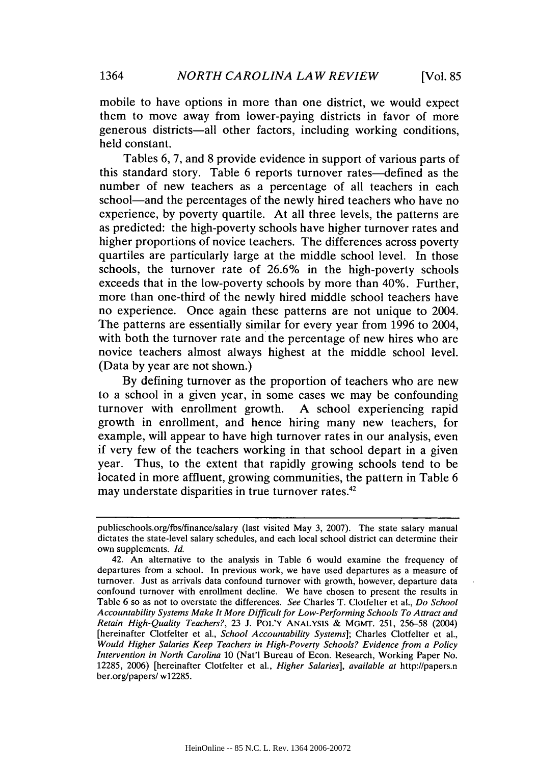mobile to have options in more than one district, we would expect them to move away from lower-paying districts in favor of more generous districts—all other factors, including working conditions, held constant.

Tables 6, 7, and 8 provide evidence in support of various parts of this standard story. Table 6 reports turnover rates—defined as the number of new teachers as a percentage of all teachers in each school—and the percentages of the newly hired teachers who have no experience, by poverty quartile. At all three levels, the patterns are as predicted: the high-poverty schools have higher turnover rates and higher proportions of novice teachers. The differences across poverty quartiles are particularly large at the middle school level. In those schools, the turnover rate of 26.6% in the high-poverty schools exceeds that in the low-poverty schools by more than 40%. Further, more than one-third of the newly hired middle school teachers have no experience. Once again these patterns are not unique to 2004. The patterns are essentially similar for every year from 1996 to 2004, with both the turnover rate and the percentage of new hires who are novice teachers almost always highest at the middle school level. (Data by year are not shown.)

By defining turnover as the proportion of teachers who are new to a school in a given year, in some cases we may be confounding turnover with enrollment growth. A school experiencing rapid growth in enrollment, and hence hiring many new teachers, for example, will appear to have high turnover rates in our analysis, even if very few of the teachers working in that school depart in a given year. Thus, to the extent that rapidly growing schools tend to be located in more affluent, growing communities, the pattern in Table 6 may understate disparities in true turnover rates.[42]

---

publicschools.org/fbs/finance/salary (last visited May 3, 2007). The state salary manual dictates the state-level salary schedules, and each local school district can determine their own supplements. *Id.*

42. An alternative to the analysis in Table 6 would examine the frequency of departures from a school. In previous work, we have used departures as a measure of turnover. Just as arrivals data confound turnover with growth, however, departure data confound turnover with enrollment decline. We have chosen to present the results in Table 6 so as not to overstate the differences. *See* Charles T. Clotfelter et al., *Do School Accountability Systems Make It More Difficult for Low-Performing Schools To Attract and Retain High-Quality Teachers?*, 23 J. POL'Y ANALYSIS & MGMT. 251, 256–58 (2004) [hereinafter Clotfelter et al., *School Accountability Systems*]; Charles Clotfelter et al., *Would Higher Salaries Keep Teachers in High-Poverty Schools? Evidence from a Policy Intervention in North Carolina* 10 (Nat'l Bureau of Econ. Research, Working Paper No. 12285, 2006) [hereinafter Clotfelter et al., *Higher Salaries*], *available at* http://papers.nber.org/papers/ w12285.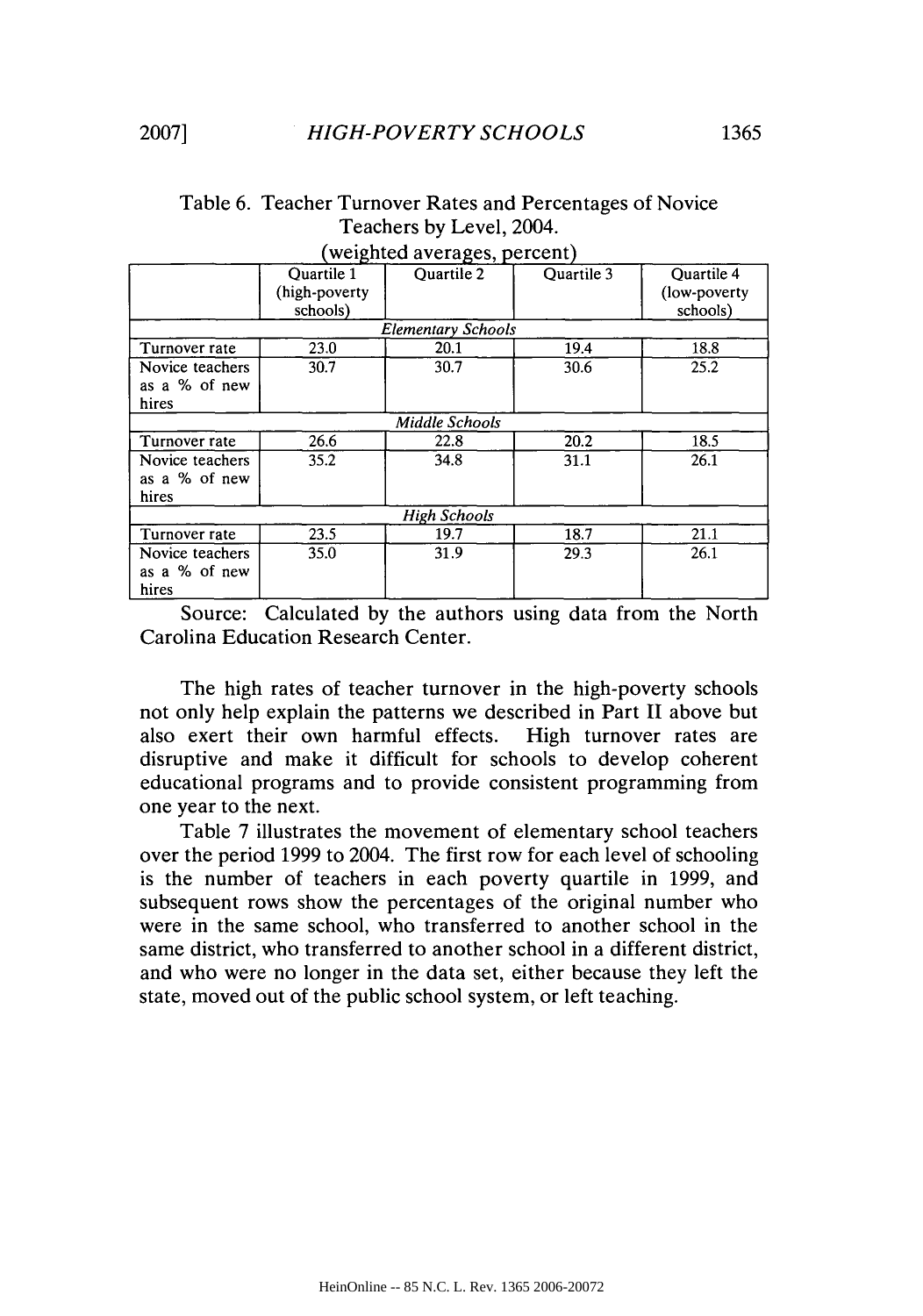Table 6. Teacher Turnover Rates and Percentages of Novice Teachers by Level, 2004.
(weighted averages, percent)

| | Quartile 1 (high-poverty schools) | Quartile 2 | Quartile 3 | Quartile 4 (low-poverty schools) |
|---|---|---|---|---|
| *Elementary Schools* | | | | |
| Turnover rate | 23.0 | 20.1 | 19.4 | 18.8 |
| Novice teachers as a % of new hires | 30.7 | 30.7 | 30.6 | 25.2 |
| *Middle Schools* | | | | |
| Turnover rate | 26.6 | 22.8 | 20.2 | 18.5 |
| Novice teachers as a % of new hires | 35.2 | 34.8 | 31.1 | 26.1 |
| *High Schools* | | | | |
| Turnover rate | 23.5 | 19.7 | 18.7 | 21.1 |
| Novice teachers as a % of new hires | 35.0 | 31.9 | 29.3 | 26.1 |

Source: Calculated by the authors using data from the North Carolina Education Research Center.

The high rates of teacher turnover in the high-poverty schools not only help explain the patterns we described in Part II above but also exert their own harmful effects. High turnover rates are disruptive and make it difficult for schools to develop coherent educational programs and to provide consistent programming from one year to the next.

Table 7 illustrates the movement of elementary school teachers over the period 1999 to 2004. The first row for each level of schooling is the number of teachers in each poverty quartile in 1999, and subsequent rows show the percentages of the original number who were in the same school, who transferred to another school in the same district, who transferred to another school in a different district, and who were no longer in the data set, either because they left the state, moved out of the public school system, or left teaching.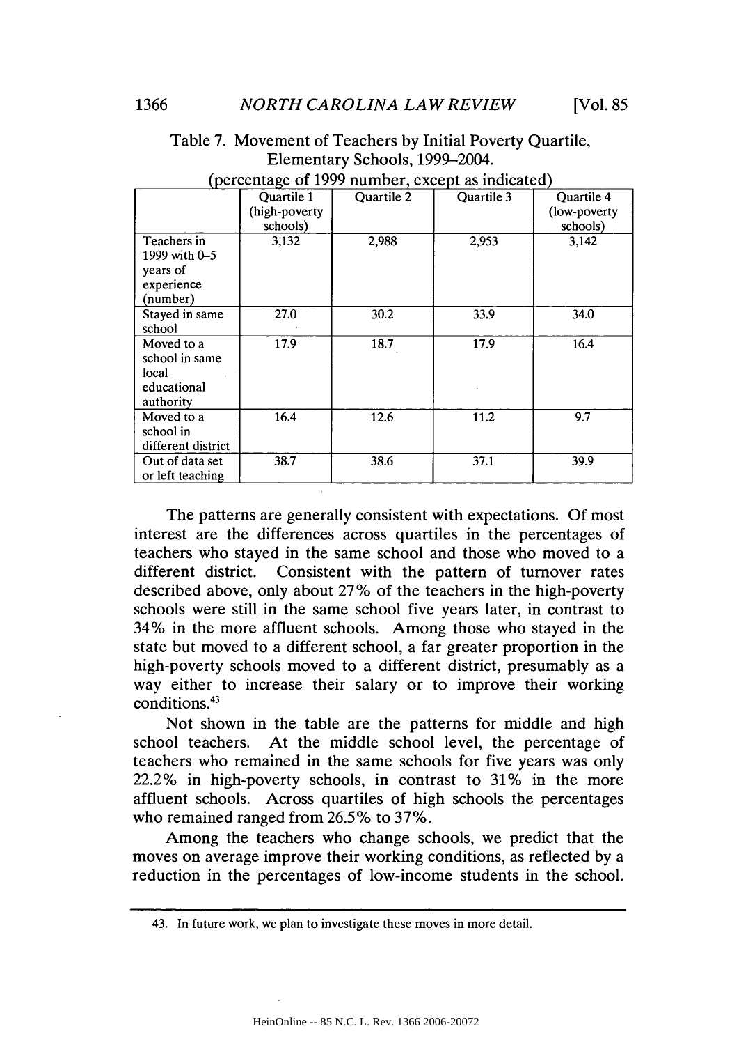Table 7. Movement of Teachers by Initial Poverty Quartile, Elementary Schools, 1999–2004.
(percentage of 1999 number, except as indicated)

| | Quartile 1 (high-poverty schools) | Quartile 2 | Quartile 3 | Quartile 4 (low-poverty schools) |
|---|---|---|---|---|
| Teachers in 1999 with 0–5 years of experience (number) | 3,132 | 2,988 | 2,953 | 3,142 |
| Stayed in same school | 27.0 | 30.2 | 33.9 | 34.0 |
| Moved to a school in same local educational authority | 17.9 | 18.7 | 17.9 | 16.4 |
| Moved to a school in different district | 16.4 | 12.6 | 11.2 | 9.7 |
| Out of data set or left teaching | 38.7 | 38.6 | 37.1 | 39.9 |

The patterns are generally consistent with expectations. Of most interest are the differences across quartiles in the percentages of teachers who stayed in the same school and those who moved to a different district. Consistent with the pattern of turnover rates described above, only about 27% of the teachers in the high-poverty schools were still in the same school five years later, in contrast to 34% in the more affluent schools. Among those who stayed in the state but moved to a different school, a far greater proportion in the high-poverty schools moved to a different district, presumably as a way either to increase their salary or to improve their working conditions.[43]

Not shown in the table are the patterns for middle and high school teachers. At the middle school level, the percentage of teachers who remained in the same schools for five years was only 22.2% in high-poverty schools, in contrast to 31% in the more affluent schools. Across quartiles of high schools the percentages who remained ranged from 26.5% to 37%.

Among the teachers who change schools, we predict that the moves on average improve their working conditions, as reflected by a reduction in the percentages of low-income students in the school.

43. In future work, we plan to investigate these moves in more detail.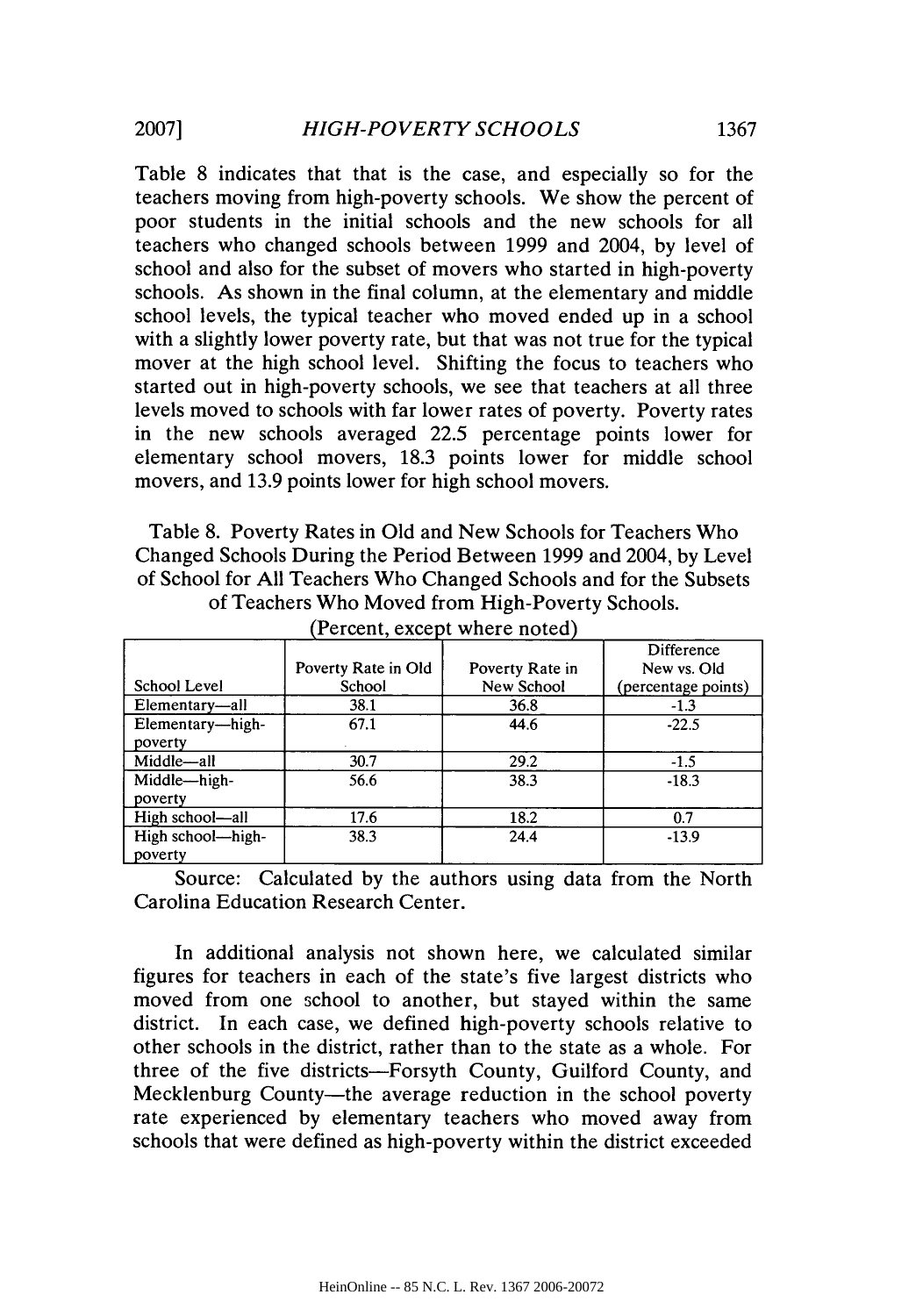Table 8 indicates that that is the case, and especially so for the teachers moving from high-poverty schools. We show the percent of poor students in the initial schools and the new schools for all teachers who changed schools between 1999 and 2004, by level of school and also for the subset of movers who started in high-poverty schools. As shown in the final column, at the elementary and middle school levels, the typical teacher who moved ended up in a school with a slightly lower poverty rate, but that was not true for the typical mover at the high school level. Shifting the focus to teachers who started out in high-poverty schools, we see that teachers at all three levels moved to schools with far lower rates of poverty. Poverty rates in the new schools averaged 22.5 percentage points lower for elementary school movers, 18.3 points lower for middle school movers, and 13.9 points lower for high school movers.

Table 8. Poverty Rates in Old and New Schools for Teachers Who Changed Schools During the Period Between 1999 and 2004, by Level of School for All Teachers Who Changed Schools and for the Subsets of Teachers Who Moved from High-Poverty Schools.

(Percent, except where noted)

| School Level | Poverty Rate in Old School | Poverty Rate in New School | Difference New vs. Old (percentage points) |
|---|---|---|---|
| Elementary—all | 38.1 | 36.8 | -1.3 |
| Elementary—high-poverty | 67.1 | 44.6 | -22.5 |
| Middle—all | 30.7 | 29.2 | -1.5 |
| Middle—high-poverty | 56.6 | 38.3 | -18.3 |
| High school—all | 17.6 | 18.2 | 0.7 |
| High school—high-poverty | 38.3 | 24.4 | -13.9 |

Source: Calculated by the authors using data from the North Carolina Education Research Center.

In additional analysis not shown here, we calculated similar figures for teachers in each of the state's five largest districts who moved from one school to another, but stayed within the same district. In each case, we defined high-poverty schools relative to other schools in the district, rather than to the state as a whole. For three of the five districts—Forsyth County, Guilford County, and Mecklenburg County—the average reduction in the school poverty rate experienced by elementary teachers who moved away from schools that were defined as high-poverty within the district exceeded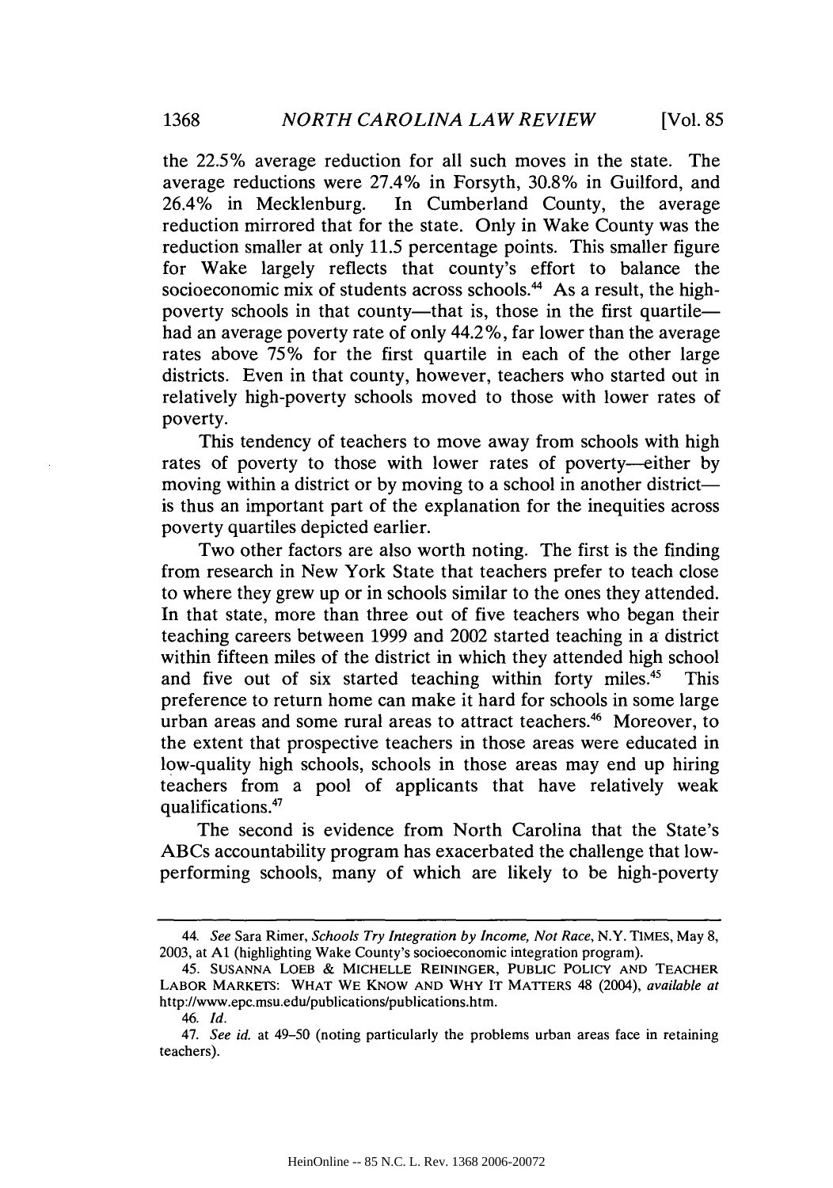the 22.5% average reduction for all such moves in the state. The average reductions were 27.4% in Forsyth, 30.8% in Guilford, and 26.4% in Mecklenburg. In Cumberland County, the average reduction mirrored that for the state. Only in Wake County was the reduction smaller at only 11.5 percentage points. This smaller figure for Wake largely reflects that county's effort to balance the socioeconomic mix of students across schools.[44] As a result, the high-poverty schools in that county—that is, those in the first quartile—had an average poverty rate of only 44.2%, far lower than the average rates above 75% for the first quartile in each of the other large districts. Even in that county, however, teachers who started out in relatively high-poverty schools moved to those with lower rates of poverty.

This tendency of teachers to move away from schools with high rates of poverty to those with lower rates of poverty—either by moving within a district or by moving to a school in another district—is thus an important part of the explanation for the inequities across poverty quartiles depicted earlier.

Two other factors are also worth noting. The first is the finding from research in New York State that teachers prefer to teach close to where they grew up or in schools similar to the ones they attended. In that state, more than three out of five teachers who began their teaching careers between 1999 and 2002 started teaching in a district within fifteen miles of the district in which they attended high school and five out of six started teaching within forty miles.[45] This preference to return home can make it hard for schools in some large urban areas and some rural areas to attract teachers.[46] Moreover, to the extent that prospective teachers in those areas were educated in low-quality high schools, schools in those areas may end up hiring teachers from a pool of applicants that have relatively weak qualifications.[47]

The second is evidence from North Carolina that the State's ABCs accountability program has exacerbated the challenge that low-performing schools, many of which are likely to be high-poverty

---

44. *See* Sara Rimer, *Schools Try Integration by Income, Not Race*, N.Y. TIMES, May 8, 2003, at A1 (highlighting Wake County's socioeconomic integration program).

45. SUSANNA LOEB & MICHELLE REININGER, PUBLIC POLICY AND TEACHER LABOR MARKETS: WHAT WE KNOW AND WHY IT MATTERS 48 (2004), *available at* http://www.epc.msu.edu/publications/publications.htm.

46. *Id.*

47. *See id.* at 49–50 (noting particularly the problems urban areas face in retaining teachers).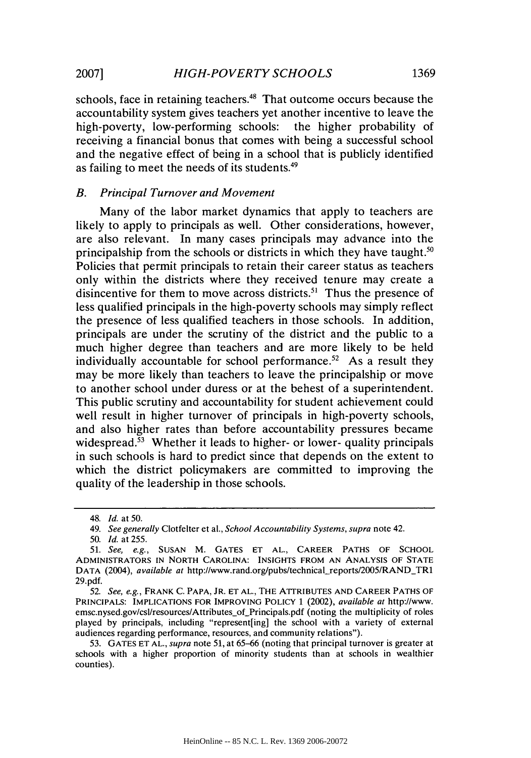schools, face in retaining teachers.[48] That outcome occurs because the accountability system gives teachers yet another incentive to leave the high-poverty, low-performing schools: the higher probability of receiving a financial bonus that comes with being a successful school and the negative effect of being in a school that is publicly identified as failing to meet the needs of its students.[49]

### *B. Principal Turnover and Movement*

Many of the labor market dynamics that apply to teachers are likely to apply to principals as well. Other considerations, however, are also relevant. In many cases principals may advance into the principalship from the schools or districts in which they have taught.[50] Policies that permit principals to retain their career status as teachers only within the districts where they received tenure may create a disincentive for them to move across districts.[51] Thus the presence of less qualified principals in the high-poverty schools may simply reflect the presence of less qualified teachers in those schools. In addition, principals are under the scrutiny of the district and the public to a much higher degree than teachers and are more likely to be held individually accountable for school performance.[52] As a result they may be more likely than teachers to leave the principalship or move to another school under duress or at the behest of a superintendent. This public scrutiny and accountability for student achievement could well result in higher turnover of principals in high-poverty schools, and also higher rates than before accountability pressures became widespread.[53] Whether it leads to higher- or lower- quality principals in such schools is hard to predict since that depends on the extent to which the district policymakers are committed to improving the quality of the leadership in those schools.

---

48. *Id.* at 50.

49. *See generally* Clotfelter et al., *School Accountability Systems*, *supra* note 42.

50. *Id.* at 255.

51. *See, e.g.*, SUSAN M. GATES ET AL., CAREER PATHS OF SCHOOL ADMINISTRATORS IN NORTH CAROLINA: INSIGHTS FROM AN ANALYSIS OF STATE DATA (2004), *available at* http://www.rand.org/pubs/technical_reports/2005/RAND_TR129.pdf.

52. *See, e.g.*, FRANK C. PAPA, JR. ET AL., THE ATTRIBUTES AND CAREER PATHS OF PRINCIPALS: IMPLICATIONS FOR IMPROVING POLICY 1 (2002), *available at* http://www.emsc.nysed.gov/csl/resources/Attributes_of_Principals.pdf (noting the multiplicity of roles played by principals, including "represent[ing] the school with a variety of external audiences regarding performance, resources, and community relations").

53. GATES ET AL., *supra* note 51, at 65–66 (noting that principal turnover is greater at schools with a higher proportion of minority students than at schools in wealthier counties).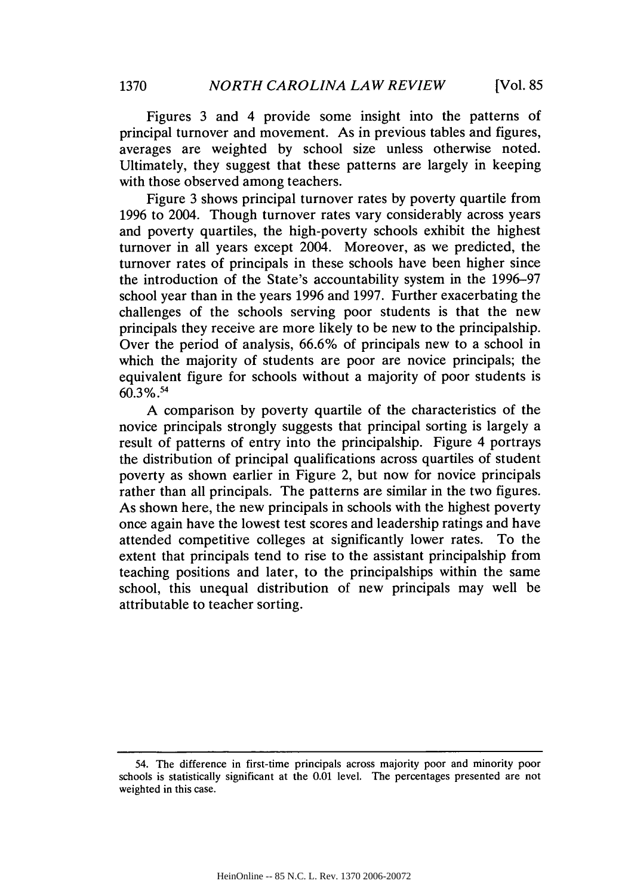Figures 3 and 4 provide some insight into the patterns of principal turnover and movement. As in previous tables and figures, averages are weighted by school size unless otherwise noted. Ultimately, they suggest that these patterns are largely in keeping with those observed among teachers.

Figure 3 shows principal turnover rates by poverty quartile from 1996 to 2004. Though turnover rates vary considerably across years and poverty quartiles, the high-poverty schools exhibit the highest turnover in all years except 2004. Moreover, as we predicted, the turnover rates of principals in these schools have been higher since the introduction of the State's accountability system in the 1996–97 school year than in the years 1996 and 1997. Further exacerbating the challenges of the schools serving poor students is that the new principals they receive are more likely to be new to the principalship. Over the period of analysis, 66.6% of principals new to a school in which the majority of students are poor are novice principals; the equivalent figure for schools without a majority of poor students is 60.3%.[54]

A comparison by poverty quartile of the characteristics of the novice principals strongly suggests that principal sorting is largely a result of patterns of entry into the principalship. Figure 4 portrays the distribution of principal qualifications across quartiles of student poverty as shown earlier in Figure 2, but now for novice principals rather than all principals. The patterns are similar in the two figures. As shown here, the new principals in schools with the highest poverty once again have the lowest test scores and leadership ratings and have attended competitive colleges at significantly lower rates. To the extent that principals tend to rise to the assistant principalship from teaching positions and later, to the principalships within the same school, this unequal distribution of new principals may well be attributable to teacher sorting.

---

54. The difference in first-time principals across majority poor and minority poor schools is statistically significant at the 0.01 level. The percentages presented are not weighted in this case.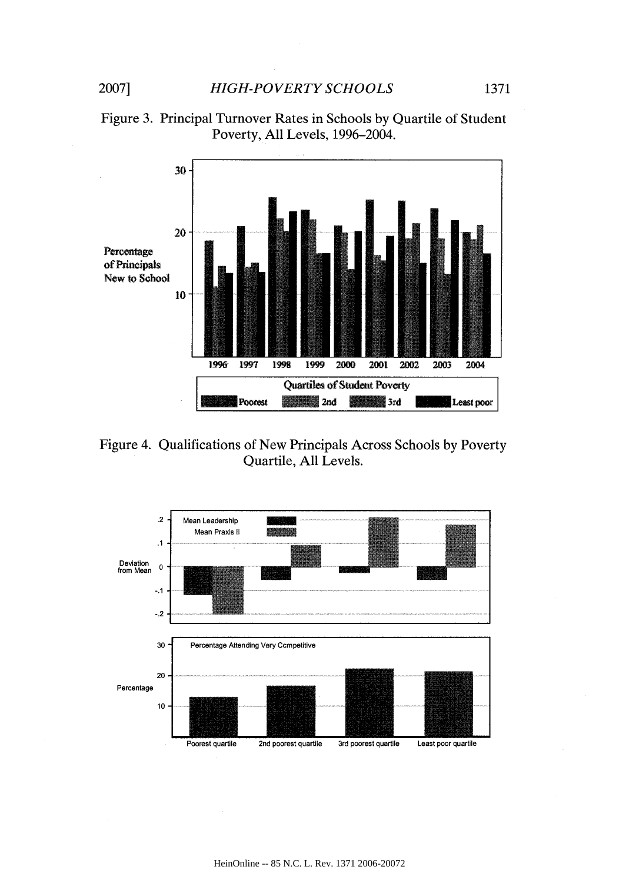Figure 3. Principal Turnover Rates in Schools by Quartile of Student Poverty, All Levels, 1996–2004.

Figure 4. Qualifications of New Principals Across Schools by Poverty Quartile, All Levels.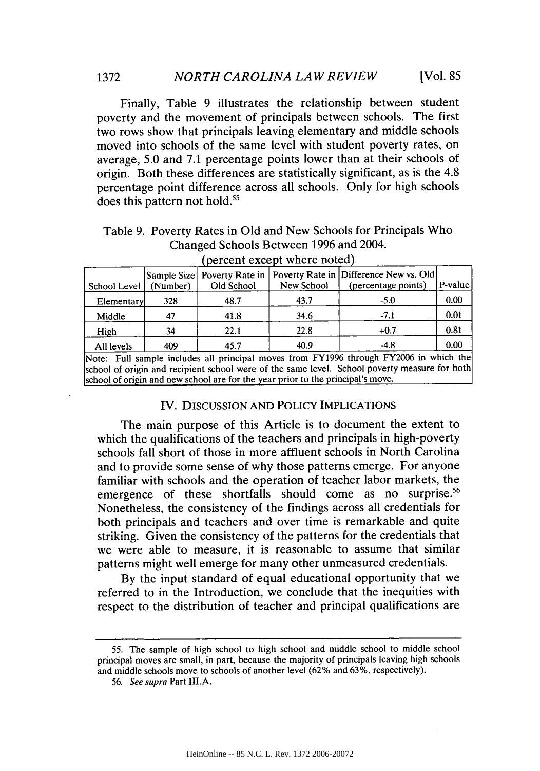Finally, Table 9 illustrates the relationship between student poverty and the movement of principals between schools. The first two rows show that principals leaving elementary and middle schools moved into schools of the same level with student poverty rates, on average, 5.0 and 7.1 percentage points lower than at their schools of origin. Both these differences are statistically significant, as is the 4.8 percentage point difference across all schools. Only for high schools does this pattern not hold.[55]

Table 9. Poverty Rates in Old and New Schools for Principals Who Changed Schools Between 1996 and 2004.

(percent except where noted)

| School Level | Sample Size (Number) | Poverty Rate in Old School | Poverty Rate in New School | Difference New vs. Old (percentage points) | P-value |
|---|---|---|---|---|---|
| Elementary | 328 | 48.7 | 43.7 | -5.0 | 0.00 |
| Middle | 47 | 41.8 | 34.6 | -7.1 | 0.01 |
| High | 34 | 22.1 | 22.8 | +0.7 | 0.81 |
| All levels | 409 | 45.7 | 40.9 | -4.8 | 0.00 |

Note: Full sample includes all principal moves from FY1996 through FY2006 in which the school of origin and recipient school were of the same level. School poverty measure for both school of origin and new school are for the year prior to the principal's move.

## IV. DISCUSSION AND POLICY IMPLICATIONS

The main purpose of this Article is to document the extent to which the qualifications of the teachers and principals in high-poverty schools fall short of those in more affluent schools in North Carolina and to provide some sense of why those patterns emerge. For anyone familiar with schools and the operation of teacher labor markets, the emergence of these shortfalls should come as no surprise.[56] Nonetheless, the consistency of the findings across all credentials for both principals and teachers and over time is remarkable and quite striking. Given the consistency of the patterns for the credentials that we were able to measure, it is reasonable to assume that similar patterns might well emerge for many other unmeasured credentials.

By the input standard of equal educational opportunity that we referred to in the Introduction, we conclude that the inequities with respect to the distribution of teacher and principal qualifications are

55. The sample of high school to high school and middle school to middle school principal moves are small, in part, because the majority of principals leaving high schools and middle schools move to schools of another level (62% and 63%, respectively).

56. *See supra* Part III.A.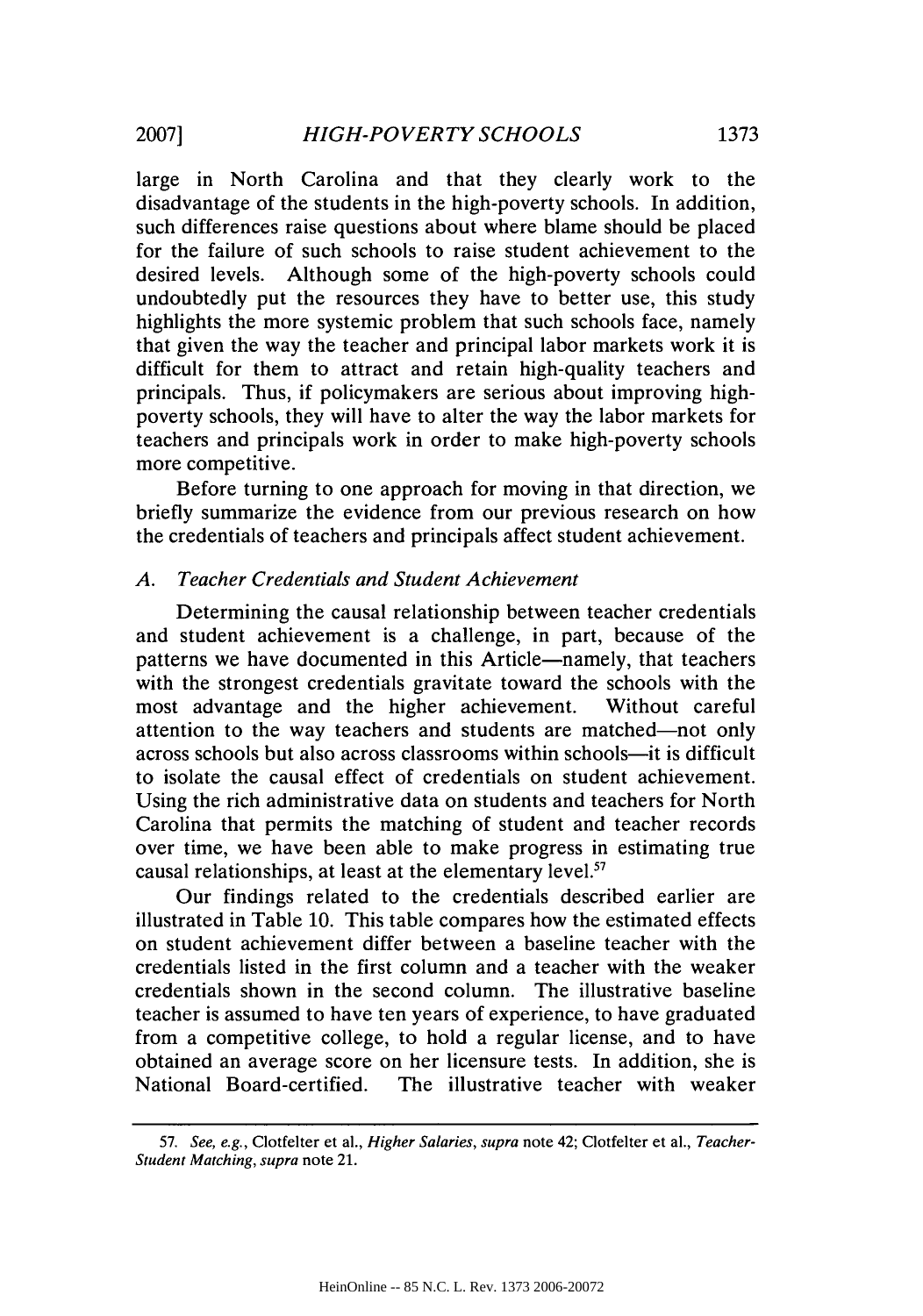large in North Carolina and that they clearly work to the disadvantage of the students in the high-poverty schools. In addition, such differences raise questions about where blame should be placed for the failure of such schools to raise student achievement to the desired levels. Although some of the high-poverty schools could undoubtedly put the resources they have to better use, this study highlights the more systemic problem that such schools face, namely that given the way the teacher and principal labor markets work it is difficult for them to attract and retain high-quality teachers and principals. Thus, if policymakers are serious about improving high-poverty schools, they will have to alter the way the labor markets for teachers and principals work in order to make high-poverty schools more competitive.

Before turning to one approach for moving in that direction, we briefly summarize the evidence from our previous research on how the credentials of teachers and principals affect student achievement.

### *A. Teacher Credentials and Student Achievement*

Determining the causal relationship between teacher credentials and student achievement is a challenge, in part, because of the patterns we have documented in this Article—namely, that teachers with the strongest credentials gravitate toward the schools with the most advantage and the higher achievement. Without careful attention to the way teachers and students are matched—not only across schools but also across classrooms within schools—it is difficult to isolate the causal effect of credentials on student achievement. Using the rich administrative data on students and teachers for North Carolina that permits the matching of student and teacher records over time, we have been able to make progress in estimating true causal relationships, at least at the elementary level.[57]

Our findings related to the credentials described earlier are illustrated in Table 10. This table compares how the estimated effects on student achievement differ between a baseline teacher with the credentials listed in the first column and a teacher with the weaker credentials shown in the second column. The illustrative baseline teacher is assumed to have ten years of experience, to have graduated from a competitive college, to hold a regular license, and to have obtained an average score on her licensure tests. In addition, she is National Board-certified. The illustrative teacher with weaker

---

57. *See, e.g.*, Clotfelter et al., *Higher Salaries*, *supra* note 42; Clotfelter et al., *Teacher-Student Matching*, *supra* note 21.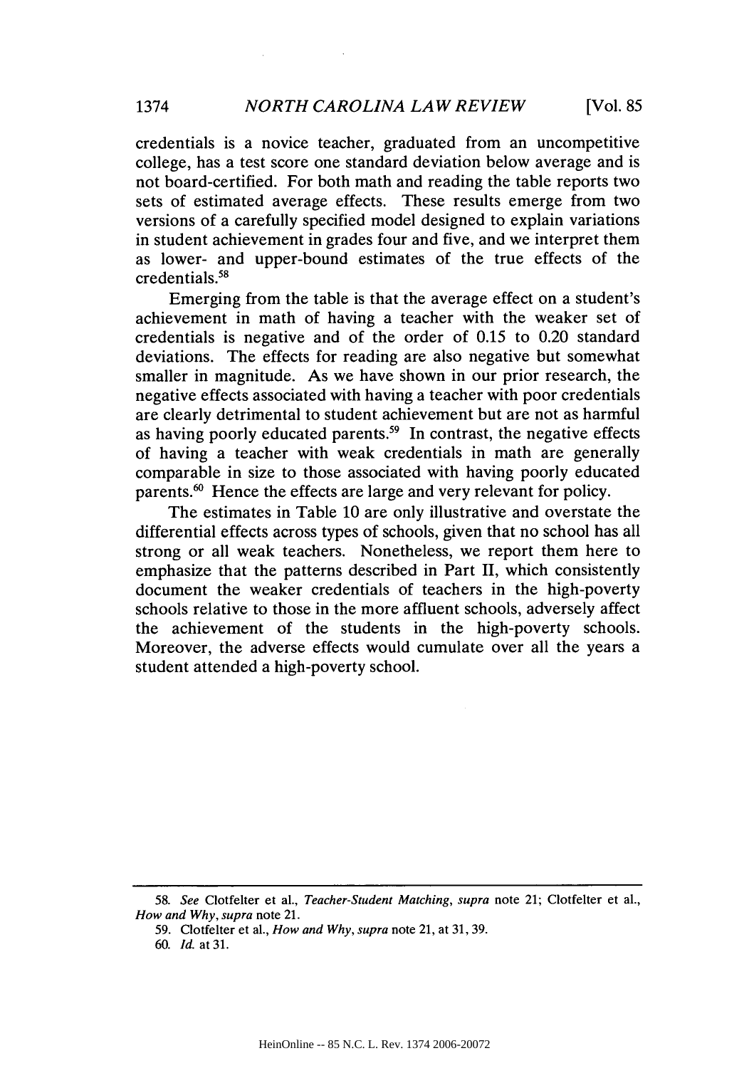credentials is a novice teacher, graduated from an uncompetitive college, has a test score one standard deviation below average and is not board-certified. For both math and reading the table reports two sets of estimated average effects. These results emerge from two versions of a carefully specified model designed to explain variations in student achievement in grades four and five, and we interpret them as lower- and upper-bound estimates of the true effects of the credentials.[58]

Emerging from the table is that the average effect on a student's achievement in math of having a teacher with the weaker set of credentials is negative and of the order of 0.15 to 0.20 standard deviations. The effects for reading are also negative but somewhat smaller in magnitude. As we have shown in our prior research, the negative effects associated with having a teacher with poor credentials are clearly detrimental to student achievement but are not as harmful as having poorly educated parents.[59] In contrast, the negative effects of having a teacher with weak credentials in math are generally comparable in size to those associated with having poorly educated parents.[60] Hence the effects are large and very relevant for policy.

The estimates in Table 10 are only illustrative and overstate the differential effects across types of schools, given that no school has all strong or all weak teachers. Nonetheless, we report them here to emphasize that the patterns described in Part II, which consistently document the weaker credentials of teachers in the high-poverty schools relative to those in the more affluent schools, adversely affect the achievement of the students in the high-poverty schools. Moreover, the adverse effects would cumulate over all the years a student attended a high-poverty school.

---

58. *See* Clotfelter et al., *Teacher-Student Matching*, *supra* note 21; Clotfelter et al., *How and Why*, *supra* note 21.

59. Clotfelter et al., *How and Why*, *supra* note 21, at 31, 39.

60. *Id.* at 31.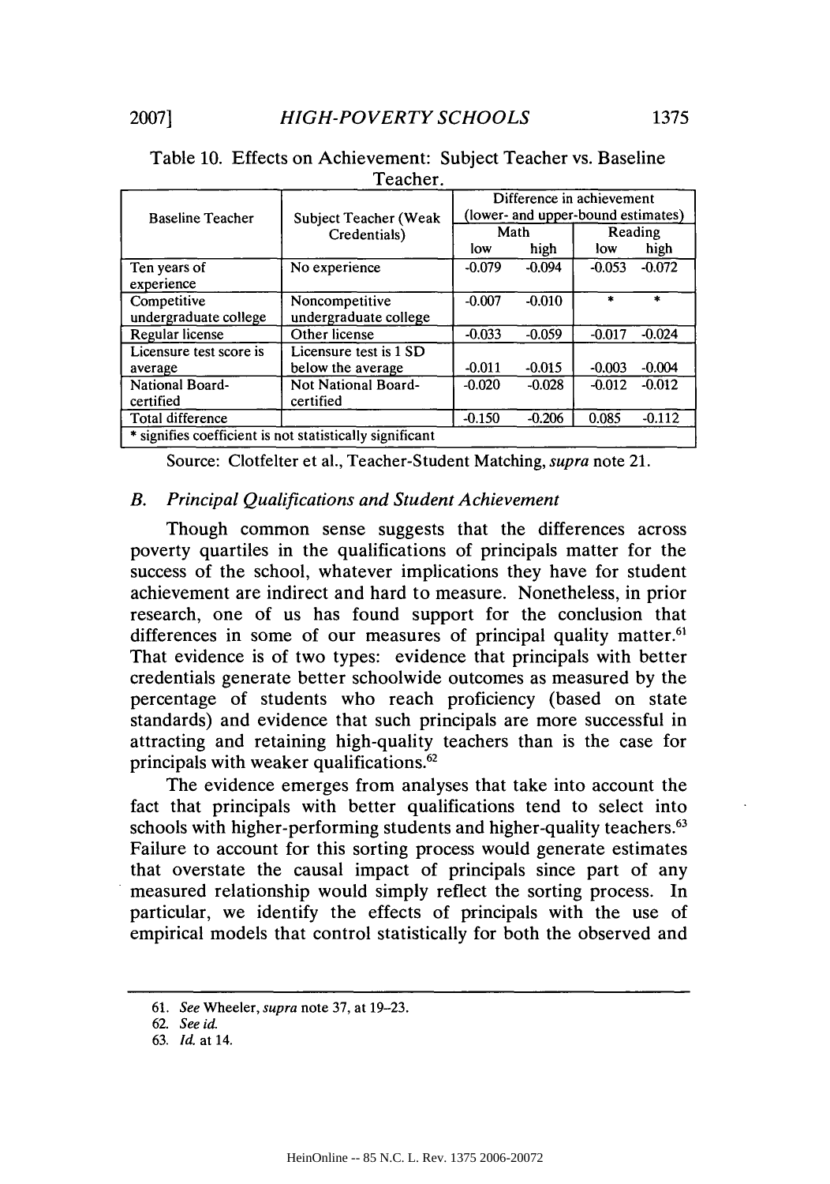Table 10. Effects on Achievement: Subject Teacher vs. Baseline Teacher.

| Baseline Teacher | Subject Teacher (Weak Credentials) | Difference in achievement (lower- and upper-bound estimates) | | | |
|---|---|---|---|---|---|
| | | Math | | Reading | |
| | | low | high | low | high |
| Ten years of experience | No experience | -0.079 | -0.094 | -0.053 | -0.072 |
| Competitive undergraduate college | Noncompetitive undergraduate college | -0.007 | -0.010 | * | * |
| Regular license | Other license | -0.033 | -0.059 | -0.017 | -0.024 |
| Licensure test score is average | Licensure test is 1 SD below the average | -0.011 | -0.015 | -0.003 | -0.004 |
| National Board-certified | Not National Board-certified | -0.020 | -0.028 | -0.012 | -0.012 |
| Total difference | | -0.150 | -0.206 | 0.085 | -0.112 |
| * signifies coefficient is not statistically significant | | | | | |

Source: Clotfelter et al., Teacher-Student Matching, *supra* note 21.

### *B. Principal Qualifications and Student Achievement*

Though common sense suggests that the differences across poverty quartiles in the qualifications of principals matter for the success of the school, whatever implications they have for student achievement are indirect and hard to measure. Nonetheless, in prior research, one of us has found support for the conclusion that differences in some of our measures of principal quality matter.[61] That evidence is of two types: evidence that principals with better credentials generate better schoolwide outcomes as measured by the percentage of students who reach proficiency (based on state standards) and evidence that such principals are more successful in attracting and retaining high-quality teachers than is the case for principals with weaker qualifications.[62]

The evidence emerges from analyses that take into account the fact that principals with better qualifications tend to select into schools with higher-performing students and higher-quality teachers.[63] Failure to account for this sorting process would generate estimates that overstate the causal impact of principals since part of any measured relationship would simply reflect the sorting process. In particular, we identify the effects of principals with the use of empirical models that control statistically for both the observed and

---

61. *See* Wheeler, *supra* note 37, at 19–23.

62. *See id.*

63. *Id.* at 14.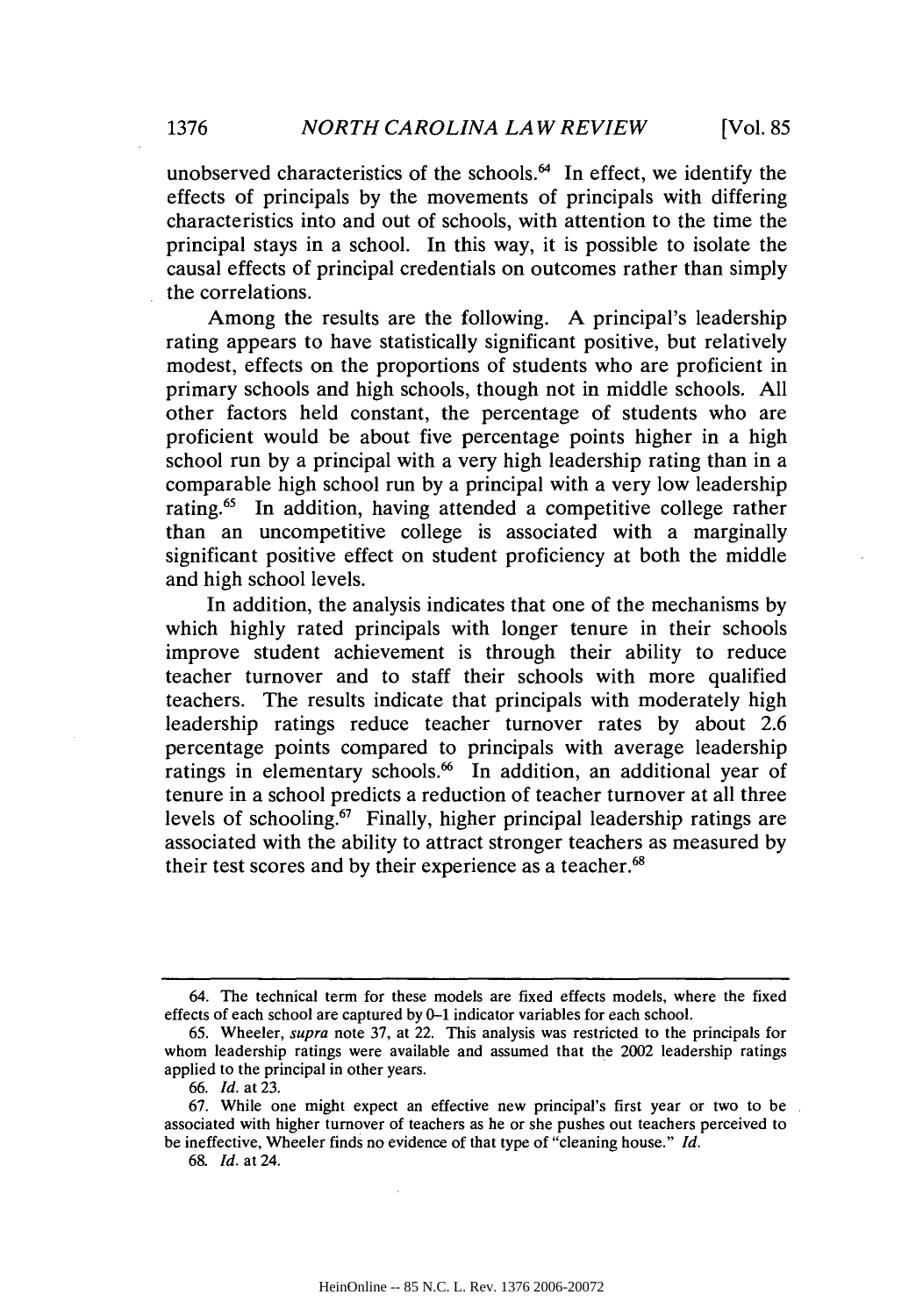unobserved characteristics of the schools.[64] In effect, we identify the effects of principals by the movements of principals with differing characteristics into and out of schools, with attention to the time the principal stays in a school. In this way, it is possible to isolate the causal effects of principal credentials on outcomes rather than simply the correlations.

Among the results are the following. A principal's leadership rating appears to have statistically significant positive, but relatively modest, effects on the proportions of students who are proficient in primary schools and high schools, though not in middle schools. All other factors held constant, the percentage of students who are proficient would be about five percentage points higher in a high school run by a principal with a very high leadership rating than in a comparable high school run by a principal with a very low leadership rating.[65] In addition, having attended a competitive college rather than an uncompetitive college is associated with a marginally significant positive effect on student proficiency at both the middle and high school levels.

In addition, the analysis indicates that one of the mechanisms by which highly rated principals with longer tenure in their schools improve student achievement is through their ability to reduce teacher turnover and to staff their schools with more qualified teachers. The results indicate that principals with moderately high leadership ratings reduce teacher turnover rates by about 2.6 percentage points compared to principals with average leadership ratings in elementary schools.[66] In addition, an additional year of tenure in a school predicts a reduction of teacher turnover at all three levels of schooling.[67] Finally, higher principal leadership ratings are associated with the ability to attract stronger teachers as measured by their test scores and by their experience as a teacher.[68]

---

64. The technical term for these models are fixed effects models, where the fixed effects of each school are captured by 0–1 indicator variables for each school.

65. Wheeler, *supra* note 37, at 22. This analysis was restricted to the principals for whom leadership ratings were available and assumed that the 2002 leadership ratings applied to the principal in other years.

66. *Id.* at 23.

67. While one might expect an effective new principal's first year or two to be associated with higher turnover of teachers as he or she pushes out teachers perceived to be ineffective, Wheeler finds no evidence of that type of "cleaning house." *Id.*

68. *Id.* at 24.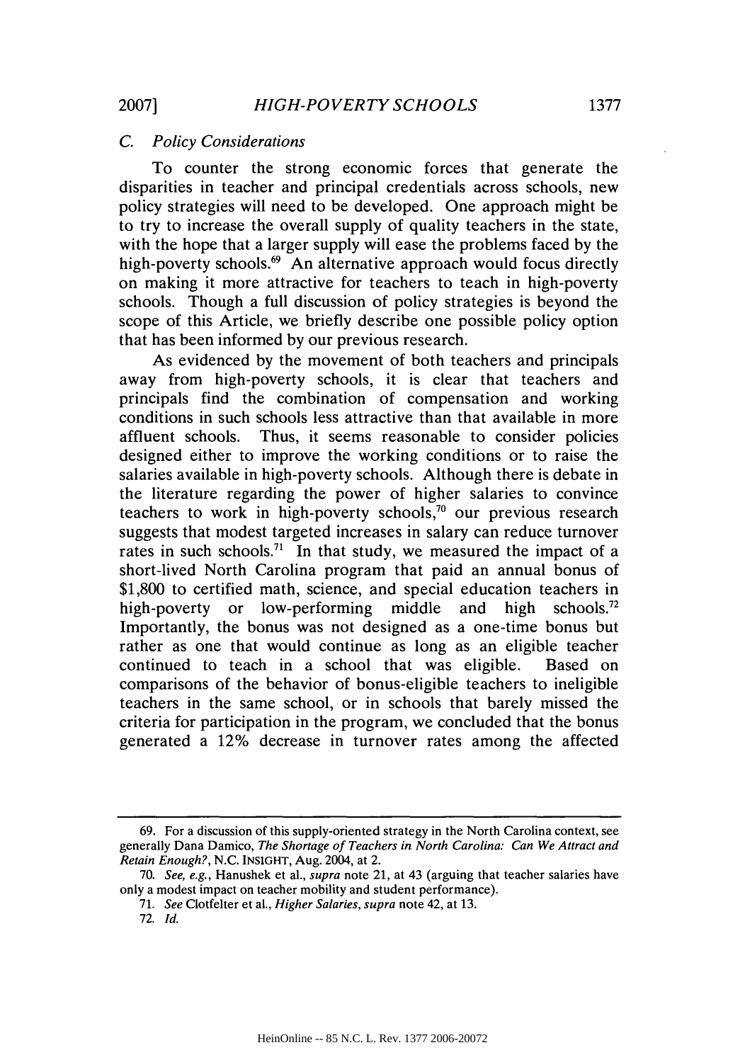### C. Policy Considerations

To counter the strong economic forces that generate the disparities in teacher and principal credentials across schools, new policy strategies will need to be developed. One approach might be to try to increase the overall supply of quality teachers in the state, with the hope that a larger supply will ease the problems faced by the high-poverty schools.[69] An alternative approach would focus directly on making it more attractive for teachers to teach in high-poverty schools. Though a full discussion of policy strategies is beyond the scope of this Article, we briefly describe one possible policy option that has been informed by our previous research.

As evidenced by the movement of both teachers and principals away from high-poverty schools, it is clear that teachers and principals find the combination of compensation and working conditions in such schools less attractive than that available in more affluent schools. Thus, it seems reasonable to consider policies designed either to improve the working conditions or to raise the salaries available in high-poverty schools. Although there is debate in the literature regarding the power of higher salaries to convince teachers to work in high-poverty schools,[70] our previous research suggests that modest targeted increases in salary can reduce turnover rates in such schools.[71] In that study, we measured the impact of a short-lived North Carolina program that paid an annual bonus of $1,800 to certified math, science, and special education teachers in high-poverty or low-performing middle and high schools.[72] Importantly, the bonus was not designed as a one-time bonus but rather as one that would continue as long as an eligible teacher continued to teach in a school that was eligible. Based on comparisons of the behavior of bonus-eligible teachers to ineligible teachers in the same school, or in schools that barely missed the criteria for participation in the program, we concluded that the bonus generated a 12% decrease in turnover rates among the affected

---

69. For a discussion of this supply-oriented strategy in the North Carolina context, see generally Dana Damico, *The Shortage of Teachers in North Carolina: Can We Attract and Retain Enough?*, N.C. INSIGHT, Aug. 2004, at 2.

70. *See, e.g.*, Hanushek et al., *supra* note 21, at 43 (arguing that teacher salaries have only a modest impact on teacher mobility and student performance).

71. *See* Clotfelter et al., *Higher Salaries*, *supra* note 42, at 13.

72. *Id.*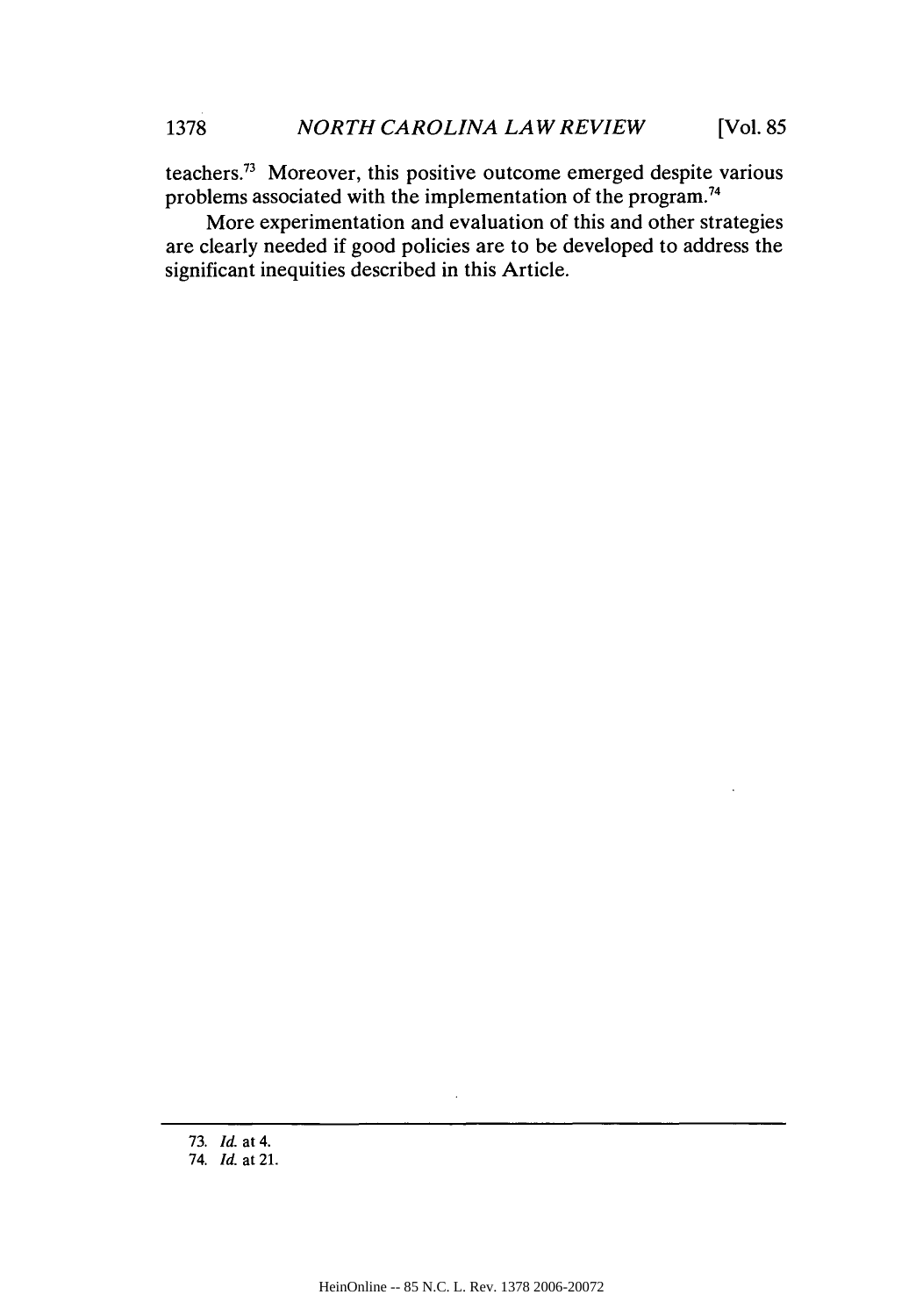teachers.[73] Moreover, this positive outcome emerged despite various problems associated with the implementation of the program.[74]

More experimentation and evaluation of this and other strategies are clearly needed if good policies are to be developed to address the significant inequities described in this Article.

---

73. *Id.* at 4.

74. *Id.* at 21.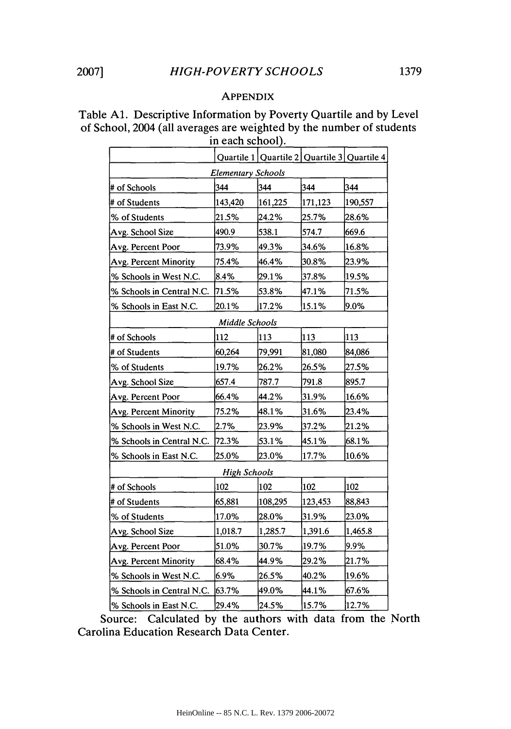## APPENDIX

Table A1. Descriptive Information by Poverty Quartile and by Level of School, 2004 (all averages are weighted by the number of students in each school).

| | Quartile 1 | Quartile 2 | Quartile 3 | Quartile 4 |
|---|---|---|---|---|
| *Elementary Schools* | | | | |
| # of Schools | 344 | 344 | 344 | 344 |
| # of Students | 143,420 | 161,225 | 171,123 | 190,557 |
| % of Students | 21.5% | 24.2% | 25.7% | 28.6% |
| Avg. School Size | 490.9 | 538.1 | 574.7 | 669.6 |
| Avg. Percent Poor | 73.9% | 49.3% | 34.6% | 16.8% |
| Avg. Percent Minority | 75.4% | 46.4% | 30.8% | 23.9% |
| % Schools in West N.C. | 8.4% | 29.1% | 37.8% | 19.5% |
| % Schools in Central N.C. | 71.5% | 53.8% | 47.1% | 71.5% |
| % Schools in East N.C. | 20.1% | 17.2% | 15.1% | 9.0% |
| *Middle Schools* | | | | |
| # of Schools | 112 | 113 | 113 | 113 |
| # of Students | 60,264 | 79,991 | 81,080 | 84,086 |
| % of Students | 19.7% | 26.2% | 26.5% | 27.5% |
| Avg. School Size | 657.4 | 787.7 | 791.8 | 895.7 |
| Avg. Percent Poor | 66.4% | 44.2% | 31.9% | 16.6% |
| Avg. Percent Minority | 75.2% | 48.1% | 31.6% | 23.4% |
| % Schools in West N.C. | 2.7% | 23.9% | 37.2% | 21.2% |
| % Schools in Central N.C. | 72.3% | 53.1% | 45.1% | 68.1% |
| % Schools in East N.C. | 25.0% | 23.0% | 17.7% | 10.6% |
| *High Schools* | | | | |
| # of Schools | 102 | 102 | 102 | 102 |
| # of Students | 65,881 | 108,295 | 123,453 | 88,843 |
| % of Students | 17.0% | 28.0% | 31.9% | 23.0% |
| Avg. School Size | 1,018.7 | 1,285.7 | 1,391.6 | 1,465.8 |
| Avg. Percent Poor | 51.0% | 30.7% | 19.7% | 9.9% |
| Avg. Percent Minority | 68.4% | 44.9% | 29.2% | 21.7% |
| % Schools in West N.C. | 6.9% | 26.5% | 40.2% | 19.6% |
| % Schools in Central N.C. | 63.7% | 49.0% | 44.1% | 67.6% |
| % Schools in East N.C. | 29.4% | 24.5% | 15.7% | 12.7% |

Source: Calculated by the authors with data from the North Carolina Education Research Data Center.